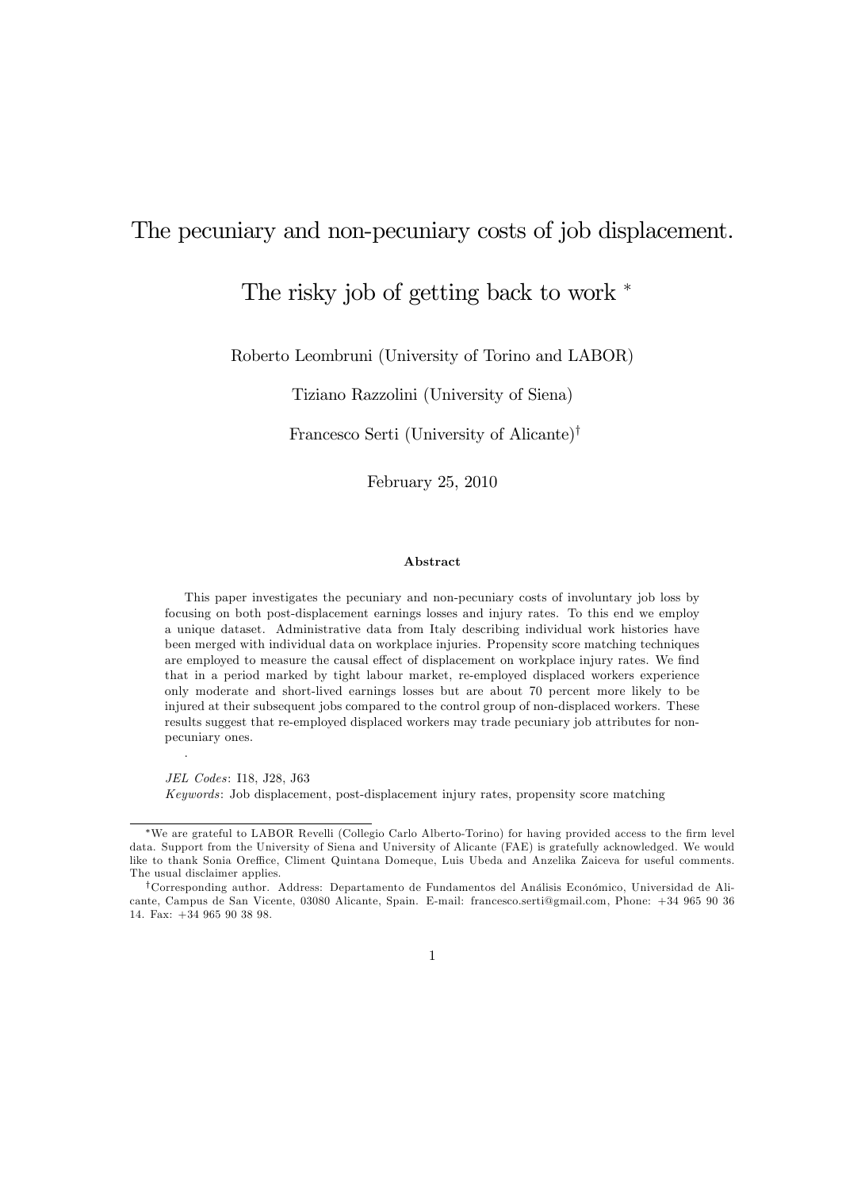# The pecuniary and non-pecuniary costs of job displacement.

# The risky job of getting back to work *

Roberto Leombruni (University of Torino and LABOR)

Tiziano Razzolini (University of Siena)

Francesco Serti (University of Alicante)†

February 25, 2010

### Abstract

This paper investigates the pecuniary and non-pecuniary costs of involuntary job loss by focusing on both post-displacement earnings losses and injury rates. To this end we employ a unique dataset. Administrative data from Italy describing individual work histories have been merged with individual data on workplace injuries. Propensity score matching techniques are employed to measure the causal effect of displacement on workplace injury rates. We find that in a period marked by tight labour market, re-employed displaced workers experience only moderate and short-lived earnings losses but are about 70 percent more likely to be injured at their subsequent jobs compared to the control group of non-displaced workers. These results suggest that re-employed displaced workers may trade pecuniary job attributes for non-pecuniary ones.

.

*JEL Codes*: I18, J28, J63

*Keywords*: Job displacement, post-displacement injury rates, propensity score matching

---

*We are grateful to LABOR Revelli (Collegio Carlo Alberto-Torino) for having provided access to the firm level data. Support from the University of Siena and University of Alicante (FAE) is gratefully acknowledged. We would like to thank Sonia Oreffice, Climent Quintana Domeque, Luis Ubeda and Anzelika Zaiceva for useful comments. The usual disclaimer applies.

†Corresponding author. Address: Departamento de Fundamentos del Análisis Económico, Universidad de Alicante, Campus de San Vicente, 03080 Alicante, Spain. E-mail: francesco.serti@gmail.com, Phone: +34 965 90 36 14. Fax: +34 965 90 38 98.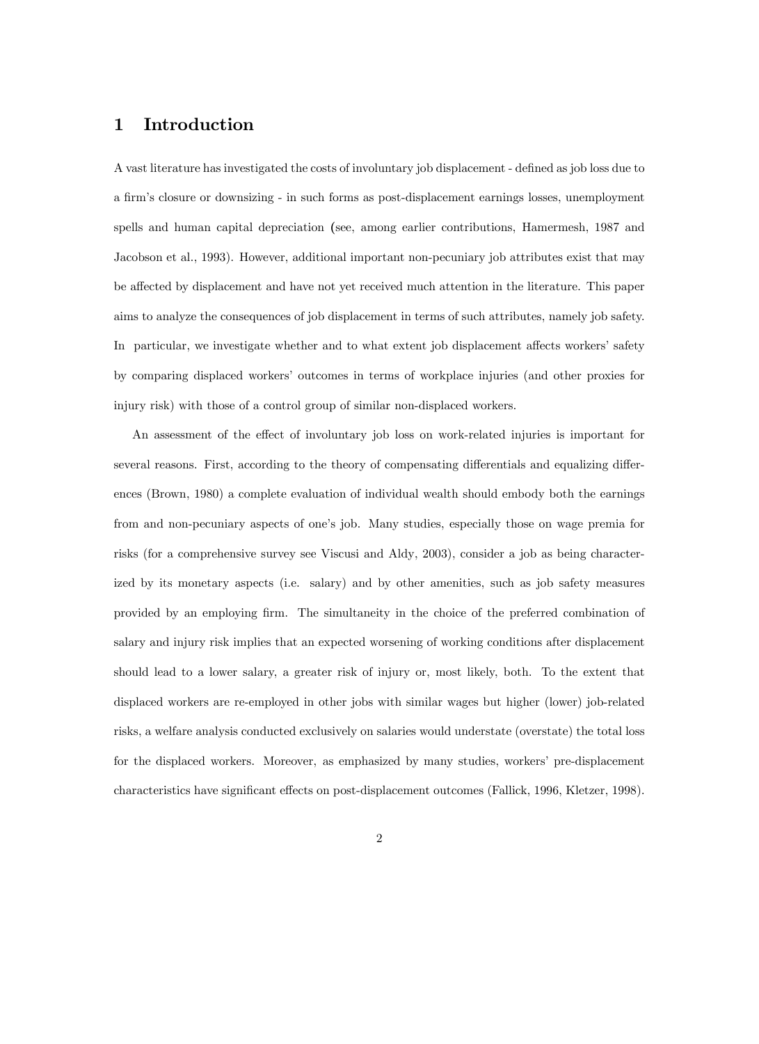# 1 Introduction

A vast literature has investigated the costs of involuntary job displacement - defined as job loss due to a firm's closure or downsizing - in such forms as post-displacement earnings losses, unemployment spells and human capital depreciation (see, among earlier contributions, Hamermesh, 1987 and Jacobson et al., 1993). However, additional important non-pecuniary job attributes exist that may be affected by displacement and have not yet received much attention in the literature. This paper aims to analyze the consequences of job displacement in terms of such attributes, namely job safety. In particular, we investigate whether and to what extent job displacement affects workers' safety by comparing displaced workers' outcomes in terms of workplace injuries (and other proxies for injury risk) with those of a control group of similar non-displaced workers.

An assessment of the effect of involuntary job loss on work-related injuries is important for several reasons. First, according to the theory of compensating differentials and equalizing differences (Brown, 1980) a complete evaluation of individual wealth should embody both the earnings from and non-pecuniary aspects of one's job. Many studies, especially those on wage premia for risks (for a comprehensive survey see Viscusi and Aldy, 2003), consider a job as being characterized by its monetary aspects (i.e. salary) and by other amenities, such as job safety measures provided by an employing firm. The simultaneity in the choice of the preferred combination of salary and injury risk implies that an expected worsening of working conditions after displacement should lead to a lower salary, a greater risk of injury or, most likely, both. To the extent that displaced workers are re-employed in other jobs with similar wages but higher (lower) job-related risks, a welfare analysis conducted exclusively on salaries would understate (overstate) the total loss for the displaced workers. Moreover, as emphasized by many studies, workers' pre-displacement characteristics have significant effects on post-displacement outcomes (Fallick, 1996, Kletzer, 1998).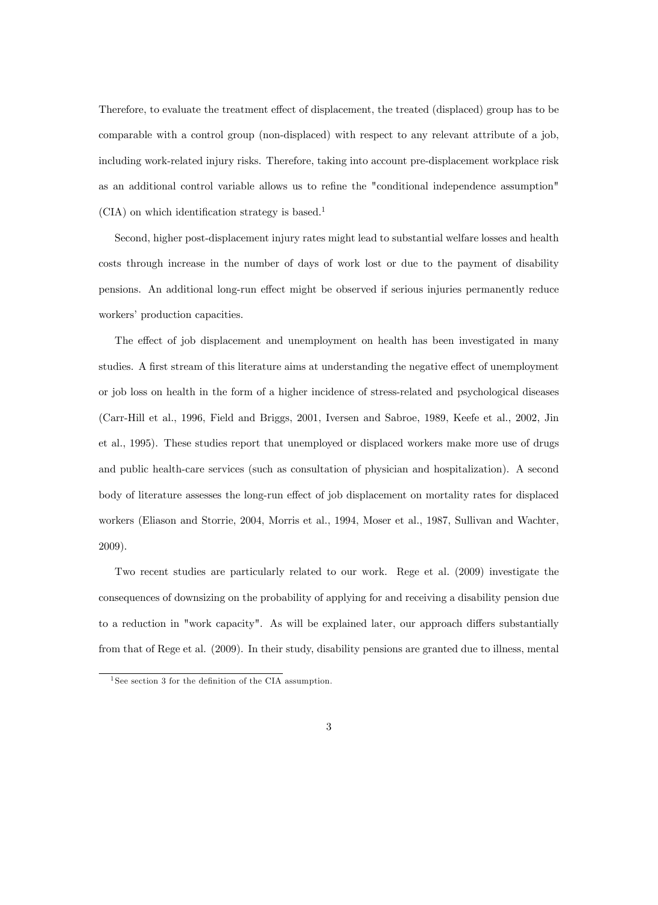Therefore, to evaluate the treatment effect of displacement, the treated (displaced) group has to be comparable with a control group (non-displaced) with respect to any relevant attribute of a job, including work-related injury risks. Therefore, taking into account pre-displacement workplace risk as an additional control variable allows us to refine the "conditional independence assumption" (CIA) on which identification strategy is based.[1]

Second, higher post-displacement injury rates might lead to substantial welfare losses and health costs through increase in the number of days of work lost or due to the payment of disability pensions. An additional long-run effect might be observed if serious injuries permanently reduce workers' production capacities.

The effect of job displacement and unemployment on health has been investigated in many studies. A first stream of this literature aims at understanding the negative effect of unemployment or job loss on health in the form of a higher incidence of stress-related and psychological diseases (Carr-Hill et al., 1996, Field and Briggs, 2001, Iversen and Sabroe, 1989, Keefe et al., 2002, Jin et al., 1995). These studies report that unemployed or displaced workers make more use of drugs and public health-care services (such as consultation of physician and hospitalization). A second body of literature assesses the long-run effect of job displacement on mortality rates for displaced workers (Eliason and Storrie, 2004, Morris et al., 1994, Moser et al., 1987, Sullivan and Wachter, 2009).

Two recent studies are particularly related to our work. Rege et al. (2009) investigate the consequences of downsizing on the probability of applying for and receiving a disability pension due to a reduction in "work capacity". As will be explained later, our approach differs substantially from that of Rege et al. (2009). In their study, disability pensions are granted due to illness, mental

[1] See section 3 for the definition of the CIA assumption.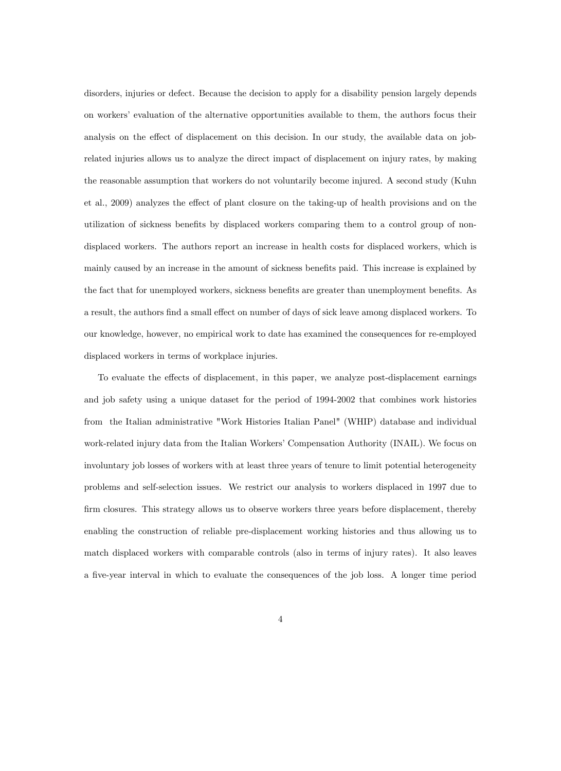disorders, injuries or defect. Because the decision to apply for a disability pension largely depends on workers' evaluation of the alternative opportunities available to them, the authors focus their analysis on the effect of displacement on this decision. In our study, the available data on job-related injuries allows us to analyze the direct impact of displacement on injury rates, by making the reasonable assumption that workers do not voluntarily become injured. A second study (Kuhn et al., 2009) analyzes the effect of plant closure on the taking-up of health provisions and on the utilization of sickness benefits by displaced workers comparing them to a control group of non-displaced workers. The authors report an increase in health costs for displaced workers, which is mainly caused by an increase in the amount of sickness benefits paid. This increase is explained by the fact that for unemployed workers, sickness benefits are greater than unemployment benefits. As a result, the authors find a small effect on number of days of sick leave among displaced workers. To our knowledge, however, no empirical work to date has examined the consequences for re-employed displaced workers in terms of workplace injuries.

To evaluate the effects of displacement, in this paper, we analyze post-displacement earnings and job safety using a unique dataset for the period of 1994-2002 that combines work histories from the Italian administrative "Work Histories Italian Panel" (WHIP) database and individual work-related injury data from the Italian Workers' Compensation Authority (INAIL). We focus on involuntary job losses of workers with at least three years of tenure to limit potential heterogeneity problems and self-selection issues. We restrict our analysis to workers displaced in 1997 due to firm closures. This strategy allows us to observe workers three years before displacement, thereby enabling the construction of reliable pre-displacement working histories and thus allowing us to match displaced workers with comparable controls (also in terms of injury rates). It also leaves a five-year interval in which to evaluate the consequences of the job loss. A longer time period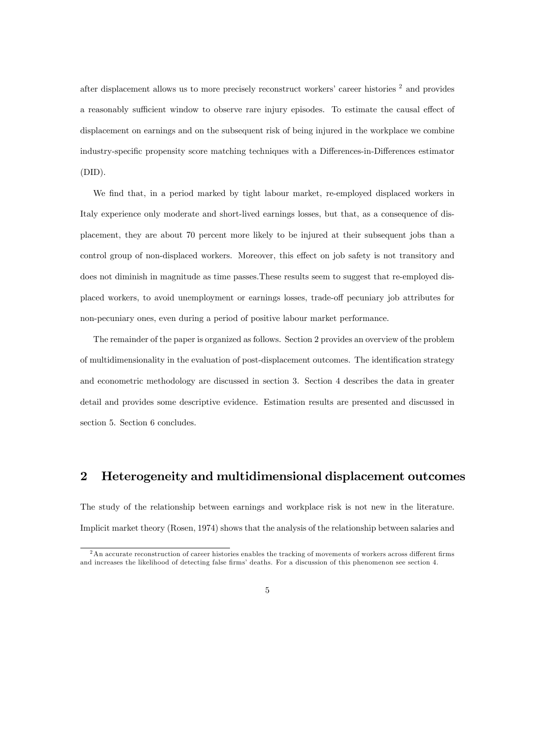after displacement allows us to more precisely reconstruct workers' career histories [2] and provides a reasonably sufficient window to observe rare injury episodes. To estimate the causal effect of displacement on earnings and on the subsequent risk of being injured in the workplace we combine industry-specific propensity score matching techniques with a Differences-in-Differences estimator (DID).

We find that, in a period marked by tight labour market, re-employed displaced workers in Italy experience only moderate and short-lived earnings losses, but that, as a consequence of displacement, they are about 70 percent more likely to be injured at their subsequent jobs than a control group of non-displaced workers. Moreover, this effect on job safety is not transitory and does not diminish in magnitude as time passes.These results seem to suggest that re-employed displaced workers, to avoid unemployment or earnings losses, trade-off pecuniary job attributes for non-pecuniary ones, even during a period of positive labour market performance.

The remainder of the paper is organized as follows. Section 2 provides an overview of the problem of multidimensionality in the evaluation of post-displacement outcomes. The identification strategy and econometric methodology are discussed in section 3. Section 4 describes the data in greater detail and provides some descriptive evidence. Estimation results are presented and discussed in section 5. Section 6 concludes.

## 2 Heterogeneity and multidimensional displacement outcomes

The study of the relationship between earnings and workplace risk is not new in the literature. Implicit market theory (Rosen, 1974) shows that the analysis of the relationship between salaries and

---

[2] An accurate reconstruction of career histories enables the tracking of movements of workers across different firms and increases the likelihood of detecting false firms' deaths. For a discussion of this phenomenon see section 4.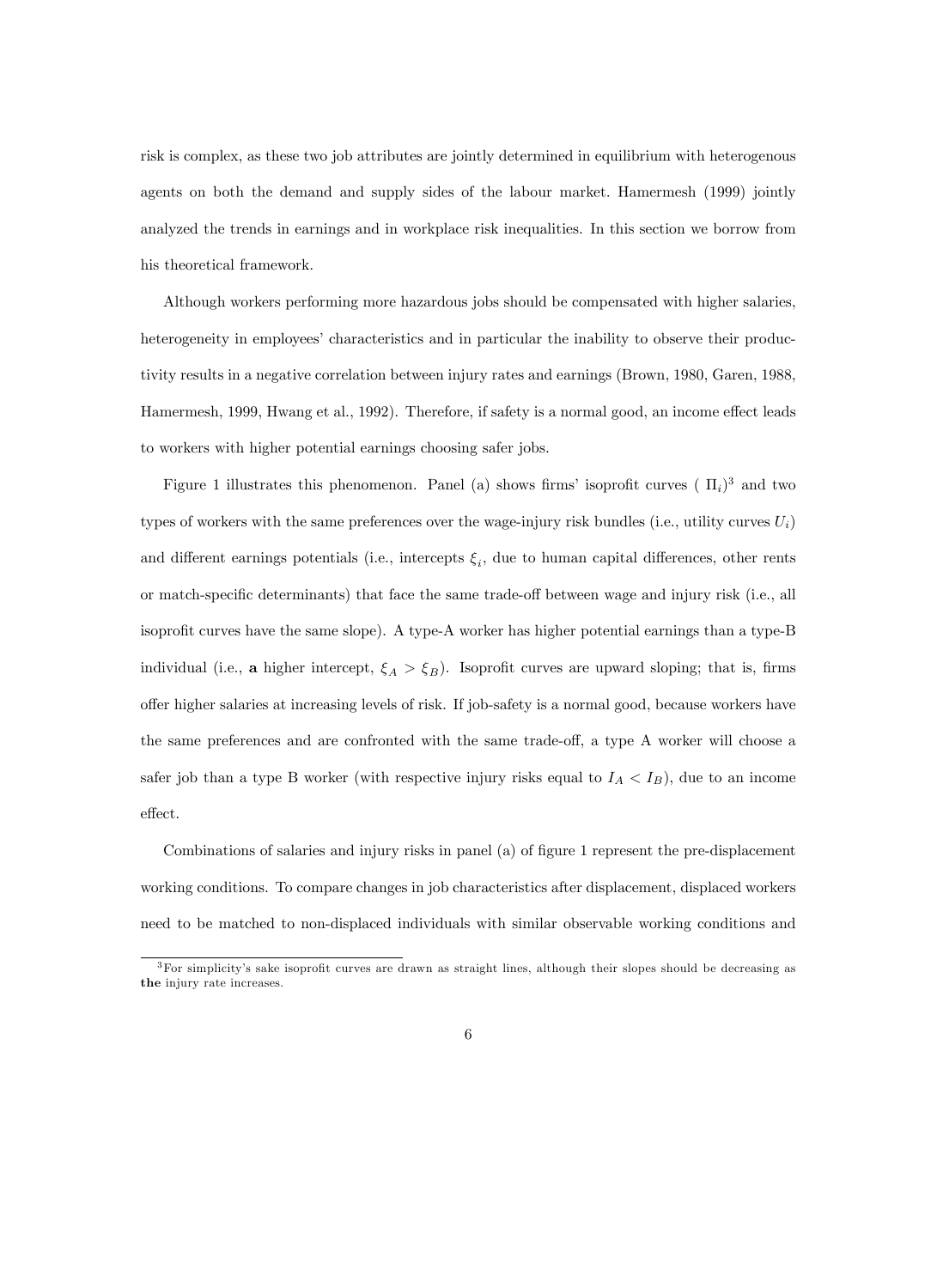risk is complex, as these two job attributes are jointly determined in equilibrium with heterogenous agents on both the demand and supply sides of the labour market. Hamermesh (1999) jointly analyzed the trends in earnings and in workplace risk inequalities. In this section we borrow from his theoretical framework.

Although workers performing more hazardous jobs should be compensated with higher salaries, heterogeneity in employees' characteristics and in particular the inability to observe their productivity results in a negative correlation between injury rates and earnings (Brown, 1980, Garen, 1988, Hamermesh, 1999, Hwang et al., 1992). Therefore, if safety is a normal good, an income effect leads to workers with higher potential earnings choosing safer jobs.

Figure 1 illustrates this phenomenon. Panel (a) shows firms' isoprofit curves ( $\Pi_i$)[3] and two types of workers with the same preferences over the wage-injury risk bundles (i.e., utility curves $U_i$) and different earnings potentials (i.e., intercepts $\xi_i$, due to human capital differences, other rents or match-specific determinants) that face the same trade-off between wage and injury risk (i.e., all isoprofit curves have the same slope). A type-A worker has higher potential earnings than a type-B individual (i.e., **a** higher intercept, $\xi_A > \xi_B$). Isoprofit curves are upward sloping; that is, firms offer higher salaries at increasing levels of risk. If job-safety is a normal good, because workers have the same preferences and are confronted with the same trade-off, a type A worker will choose a safer job than a type B worker (with respective injury risks equal to $I_A < I_B$), due to an income effect.

Combinations of salaries and injury risks in panel (a) of figure 1 represent the pre-displacement working conditions. To compare changes in job characteristics after displacement, displaced workers need to be matched to non-displaced individuals with similar observable working conditions and

[3] For simplicity's sake isoprofit curves are drawn as straight lines, although their slopes should be decreasing as **the** injury rate increases.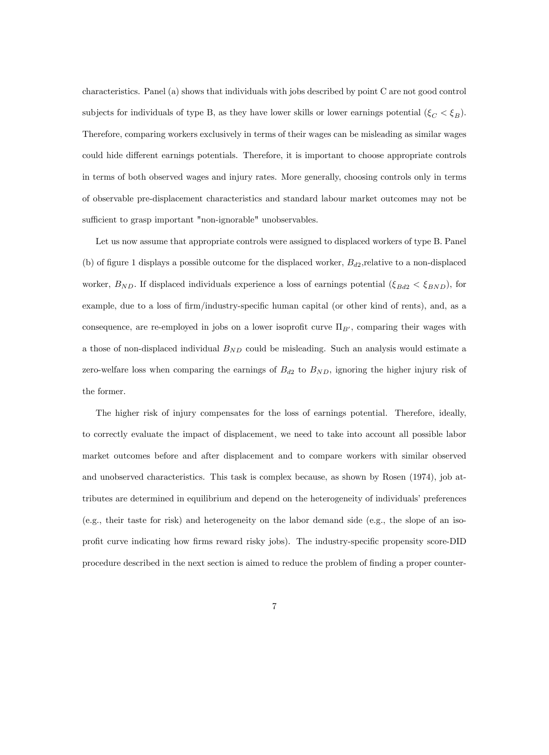characteristics. Panel (a) shows that individuals with jobs described by point C are not good control subjects for individuals of type B, as they have lower skills or lower earnings potential ($\xi_C < \xi_B$). Therefore, comparing workers exclusively in terms of their wages can be misleading as similar wages could hide different earnings potentials. Therefore, it is important to choose appropriate controls in terms of both observed wages and injury rates. More generally, choosing controls only in terms of observable pre-displacement characteristics and standard labour market outcomes may not be sufficient to grasp important "non-ignorable" unobservables.

Let us now assume that appropriate controls were assigned to displaced workers of type B. Panel (b) of figure 1 displays a possible outcome for the displaced worker, $B_{d2}$,relative to a non-displaced worker, $B_{ND}$. If displaced individuals experience a loss of earnings potential ($\xi_{Bd2} < \xi_{BND}$), for example, due to a loss of firm/industry-specific human capital (or other kind of rents), and, as a consequence, are re-employed in jobs on a lower isoprofit curve $\Pi_{B'}$, comparing their wages with a those of non-displaced individual $B_{ND}$ could be misleading. Such an analysis would estimate a zero-welfare loss when comparing the earnings of $B_{d2}$ to $B_{ND}$, ignoring the higher injury risk of the former.

The higher risk of injury compensates for the loss of earnings potential. Therefore, ideally, to correctly evaluate the impact of displacement, we need to take into account all possible labor market outcomes before and after displacement and to compare workers with similar observed and unobserved characteristics. This task is complex because, as shown by Rosen (1974), job attributes are determined in equilibrium and depend on the heterogeneity of individuals' preferences (e.g., their taste for risk) and heterogeneity on the labor demand side (e.g., the slope of an isoprofit curve indicating how firms reward risky jobs). The industry-specific propensity score-DID procedure described in the next section is aimed to reduce the problem of finding a proper counter-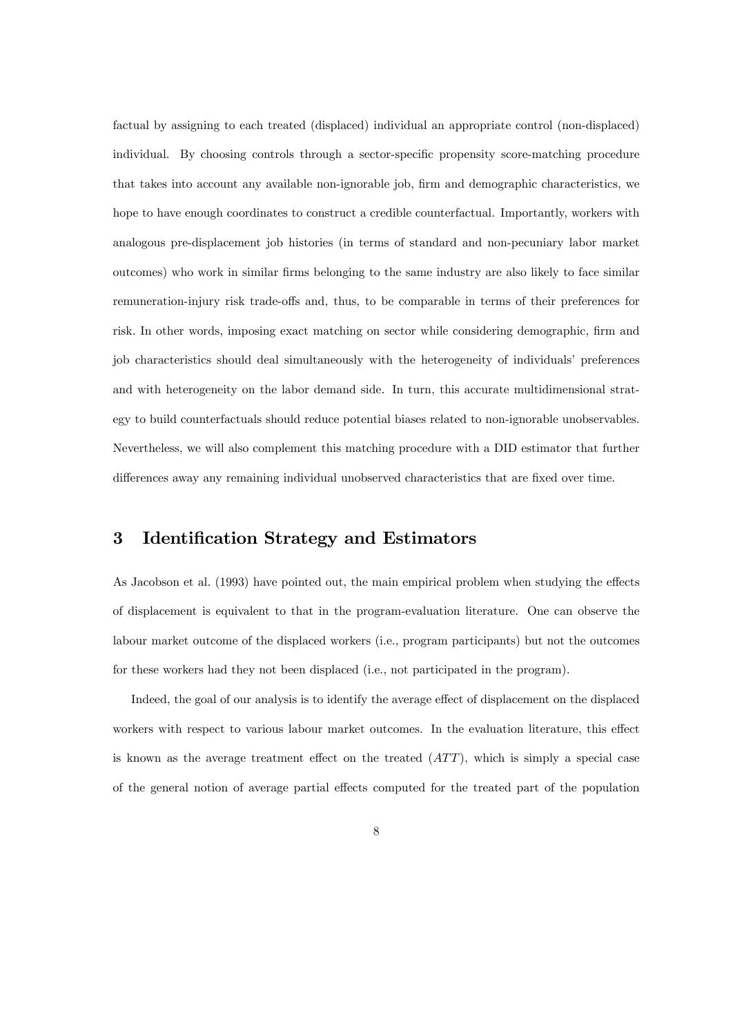factual by assigning to each treated (displaced) individual an appropriate control (non-displaced) individual. By choosing controls through a sector-specific propensity score-matching procedure that takes into account any available non-ignorable job, firm and demographic characteristics, we hope to have enough coordinates to construct a credible counterfactual. Importantly, workers with analogous pre-displacement job histories (in terms of standard and non-pecuniary labor market outcomes) who work in similar firms belonging to the same industry are also likely to face similar remuneration-injury risk trade-offs and, thus, to be comparable in terms of their preferences for risk. In other words, imposing exact matching on sector while considering demographic, firm and job characteristics should deal simultaneously with the heterogeneity of individuals' preferences and with heterogeneity on the labor demand side. In turn, this accurate multidimensional strategy to build counterfactuals should reduce potential biases related to non-ignorable unobservables. Nevertheless, we will also complement this matching procedure with a DID estimator that further differences away any remaining individual unobserved characteristics that are fixed over time.

## 3 Identification Strategy and Estimators

As Jacobson et al. (1993) have pointed out, the main empirical problem when studying the effects of displacement is equivalent to that in the program-evaluation literature. One can observe the labour market outcome of the displaced workers (i.e., program participants) but not the outcomes for these workers had they not been displaced (i.e., not participated in the program).

Indeed, the goal of our analysis is to identify the average effect of displacement on the displaced workers with respect to various labour market outcomes. In the evaluation literature, this effect is known as the average treatment effect on the treated ($ATT$), which is simply a special case of the general notion of average partial effects computed for the treated part of the population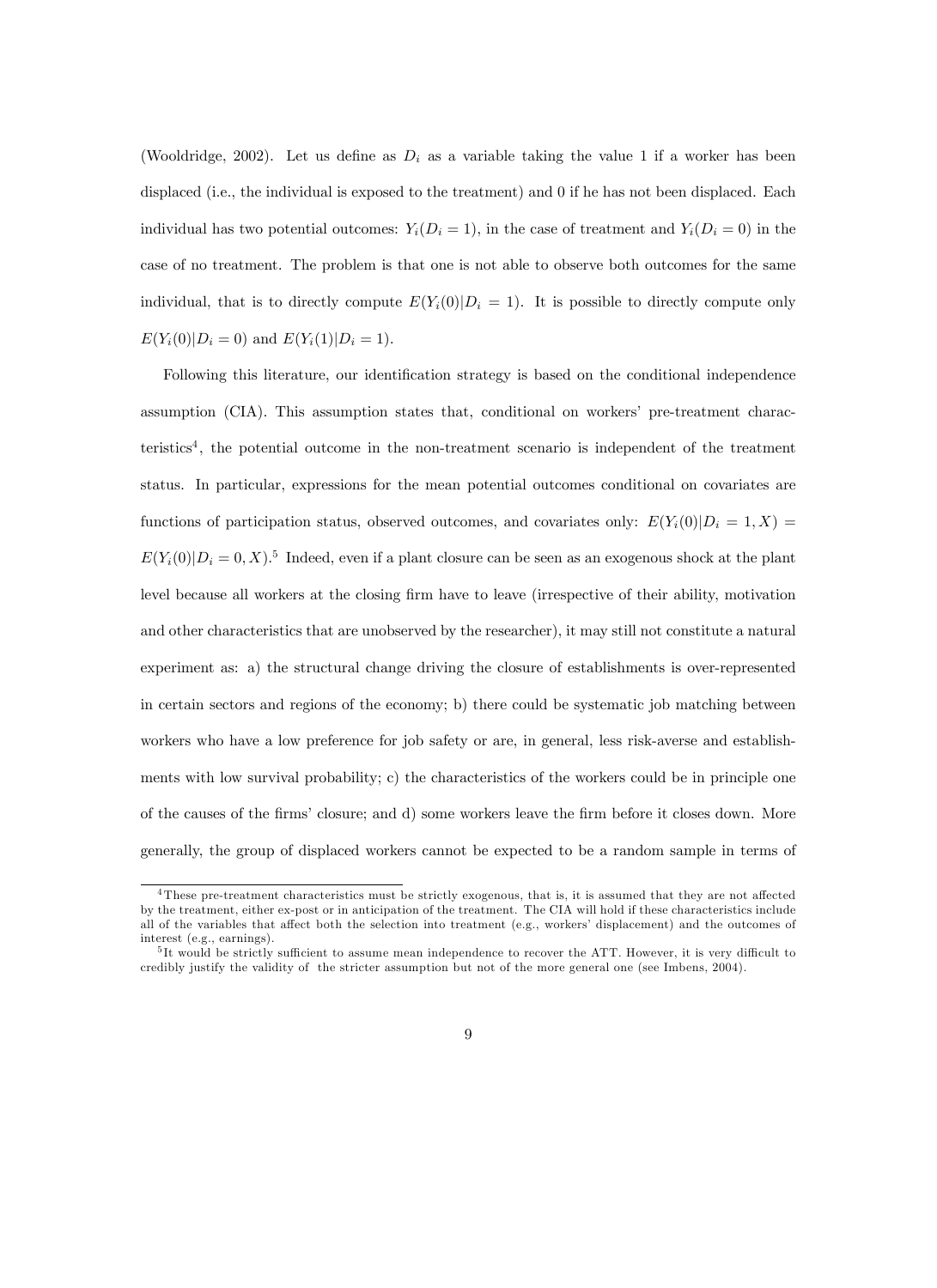(Wooldridge, 2002). Let us define as $D_i$ as a variable taking the value 1 if a worker has been displaced (i.e., the individual is exposed to the treatment) and 0 if he has not been displaced. Each individual has two potential outcomes: $Y_i(D_i = 1)$, in the case of treatment and $Y_i(D_i = 0)$ in the case of no treatment. The problem is that one is not able to observe both outcomes for the same individual, that is to directly compute $E(Y_i(0)|D_i = 1)$. It is possible to directly compute only $E(Y_i(0)|D_i = 0)$ and $E(Y_i(1)|D_i = 1)$.

Following this literature, our identification strategy is based on the conditional independence assumption (CIA). This assumption states that, conditional on workers' pre-treatment characteristics[4], the potential outcome in the non-treatment scenario is independent of the treatment status. In particular, expressions for the mean potential outcomes conditional on covariates are functions of participation status, observed outcomes, and covariates only: $E(Y_i(0)|D_i = 1, X) = E(Y_i(0)|D_i = 0, X)$.[5] Indeed, even if a plant closure can be seen as an exogenous shock at the plant level because all workers at the closing firm have to leave (irrespective of their ability, motivation and other characteristics that are unobserved by the researcher), it may still not constitute a natural experiment as: a) the structural change driving the closure of establishments is over-represented in certain sectors and regions of the economy; b) there could be systematic job matching between workers who have a low preference for job safety or are, in general, less risk-averse and establishments with low survival probability; c) the characteristics of the workers could be in principle one of the causes of the firms' closure; and d) some workers leave the firm before it closes down. More generally, the group of displaced workers cannot be expected to be a random sample in terms of

[4] These pre-treatment characteristics must be strictly exogenous, that is, it is assumed that they are not affected by the treatment, either ex-post or in anticipation of the treatment. The CIA will hold if these characteristics include all of the variables that affect both the selection into treatment (e.g., workers' displacement) and the outcomes of interest (e.g., earnings).

[5] It would be strictly sufficient to assume mean independence to recover the ATT. However, it is very difficult to credibly justify the validity of the stricter assumption but not of the more general one (see Imbens, 2004).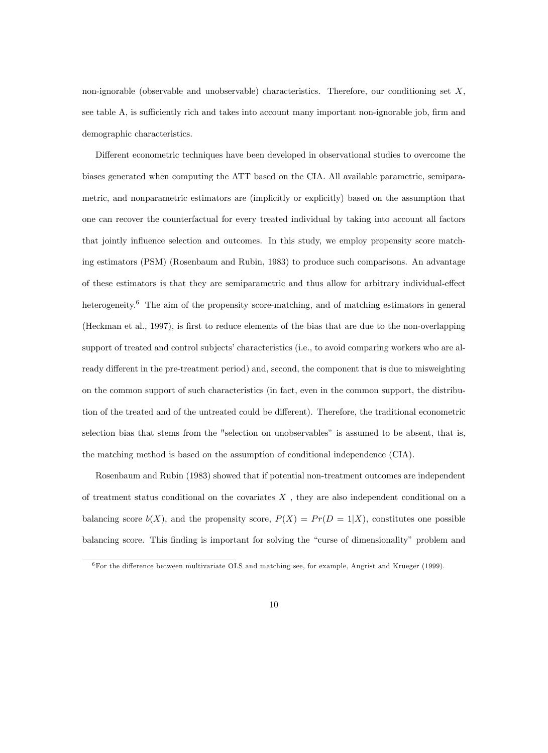non-ignorable (observable and unobservable) characteristics. Therefore, our conditioning set $X$, see table A, is sufficiently rich and takes into account many important non-ignorable job, firm and demographic characteristics.

Different econometric techniques have been developed in observational studies to overcome the biases generated when computing the ATT based on the CIA. All available parametric, semiparametric, and nonparametric estimators are (implicitly or explicitly) based on the assumption that one can recover the counterfactual for every treated individual by taking into account all factors that jointly influence selection and outcomes. In this study, we employ propensity score matching estimators (PSM) (Rosenbaum and Rubin, 1983) to produce such comparisons. An advantage of these estimators is that they are semiparametric and thus allow for arbitrary individual-effect heterogeneity.[6] The aim of the propensity score-matching, and of matching estimators in general (Heckman et al., 1997), is first to reduce elements of the bias that are due to the non-overlapping support of treated and control subjects' characteristics (i.e., to avoid comparing workers who are already different in the pre-treatment period) and, second, the component that is due to misweighting on the common support of such characteristics (in fact, even in the common support, the distribution of the treated and of the untreated could be different). Therefore, the traditional econometric selection bias that stems from the "selection on unobservables" is assumed to be absent, that is, the matching method is based on the assumption of conditional independence (CIA).

Rosenbaum and Rubin (1983) showed that if potential non-treatment outcomes are independent of treatment status conditional on the covariates $X$ , they are also independent conditional on a balancing score $b(X)$, and the propensity score, $P(X) = Pr(D = 1|X)$, constitutes one possible balancing score. This finding is important for solving the "curse of dimensionality" problem and

[6] For the difference between multivariate OLS and matching see, for example, Angrist and Krueger (1999).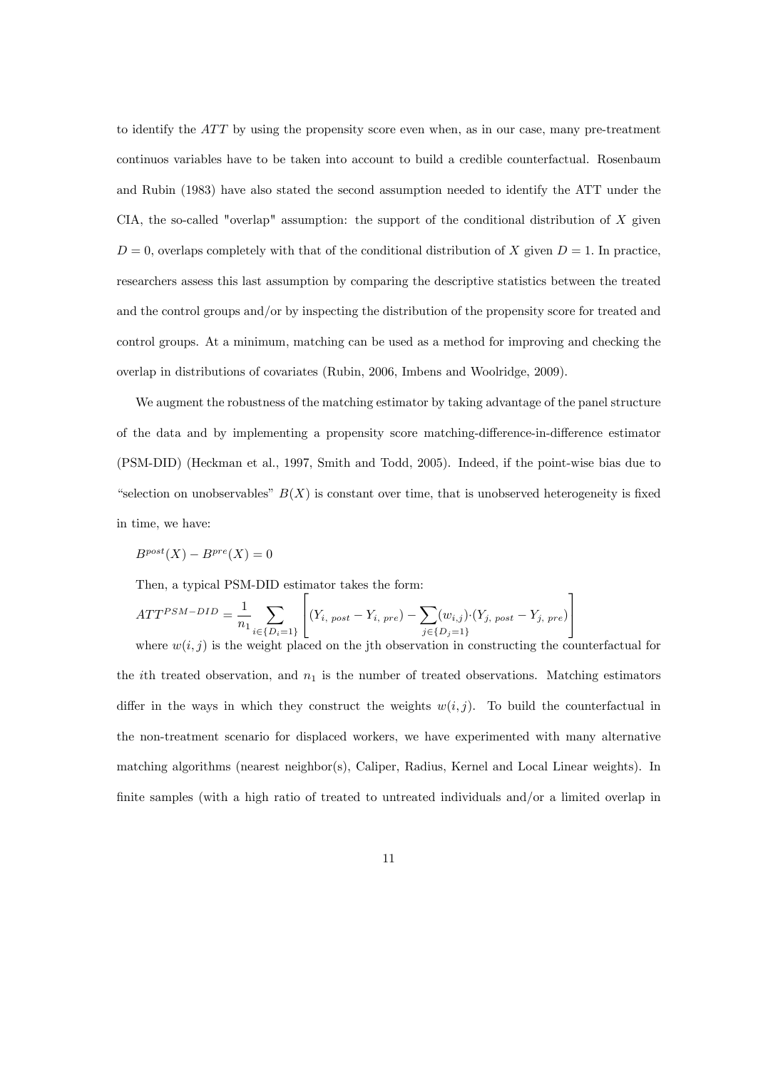to identify the $ATT$ by using the propensity score even when, as in our case, many pre-treatment continuos variables have to be taken into account to build a credible counterfactual. Rosenbaum and Rubin (1983) have also stated the second assumption needed to identify the ATT under the CIA, the so-called "overlap" assumption: the support of the conditional distribution of $X$ given $D = 0$, overlaps completely with that of the conditional distribution of $X$ given $D = 1$. In practice, researchers assess this last assumption by comparing the descriptive statistics between the treated and the control groups and/or by inspecting the distribution of the propensity score for treated and control groups. At a minimum, matching can be used as a method for improving and checking the overlap in distributions of covariates (Rubin, 2006, Imbens and Woolridge, 2009).

We augment the robustness of the matching estimator by taking advantage of the panel structure of the data and by implementing a propensity score matching-difference-in-difference estimator (PSM-DID) (Heckman et al., 1997, Smith and Todd, 2005). Indeed, if the point-wise bias due to "selection on unobservables" $B(X)$ is constant over time, that is unobserved heterogeneity is fixed in time, we have:

$$B^{post}(X) - B^{pre}(X) = 0$$

Then, a typical PSM-DID estimator takes the form:

$$ATT^{PSM-DID} = \frac{1}{n_1} \sum_{i \in \{D_i=1\}} \left[ (Y_{i,\ post} - Y_{i,\ pre}) - \sum_{j \in \{D_j=1\}} (w_{i,j}) \cdot (Y_{j,\ post} - Y_{j,\ pre}) \right]$$

where $w(i,j)$ is the weight placed on the jth observation in constructing the counterfactual for the $i$th treated observation, and $n_1$ is the number of treated observations. Matching estimators differ in the ways in which they construct the weights $w(i,j)$. To build the counterfactual in the non-treatment scenario for displaced workers, we have experimented with many alternative matching algorithms (nearest neighbor(s), Caliper, Radius, Kernel and Local Linear weights). In finite samples (with a high ratio of treated to untreated individuals and/or a limited overlap in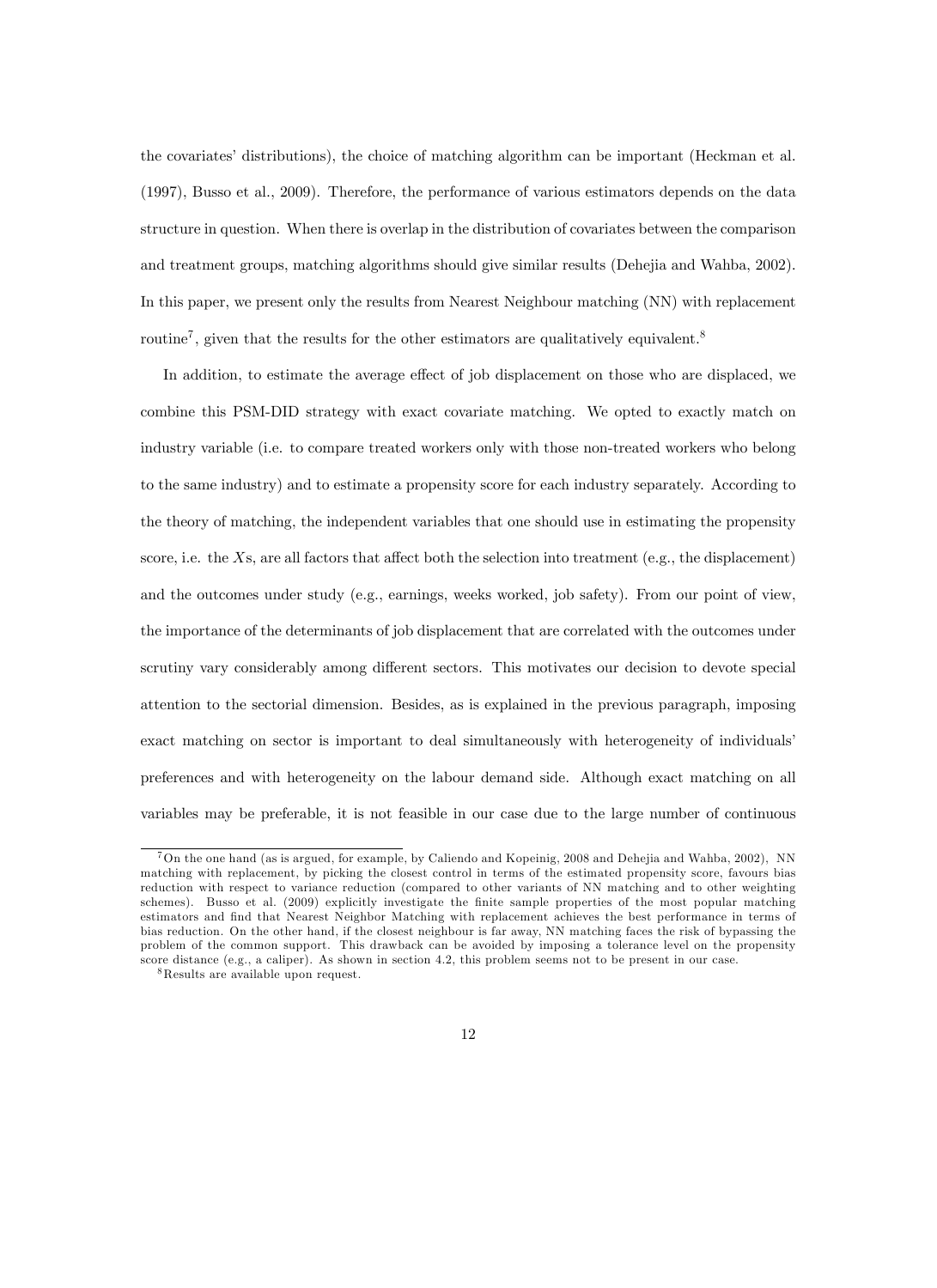the covariates' distributions), the choice of matching algorithm can be important (Heckman et al. (1997), Busso et al., 2009). Therefore, the performance of various estimators depends on the data structure in question. When there is overlap in the distribution of covariates between the comparison and treatment groups, matching algorithms should give similar results (Dehejia and Wahba, 2002). In this paper, we present only the results from Nearest Neighbour matching (NN) with replacement routine[7], given that the results for the other estimators are qualitatively equivalent.[8]

In addition, to estimate the average effect of job displacement on those who are displaced, we combine this PSM-DID strategy with exact covariate matching. We opted to exactly match on industry variable (i.e. to compare treated workers only with those non-treated workers who belong to the same industry) and to estimate a propensity score for each industry separately. According to the theory of matching, the independent variables that one should use in estimating the propensity score, i.e. the $X$s, are all factors that affect both the selection into treatment (e.g., the displacement) and the outcomes under study (e.g., earnings, weeks worked, job safety). From our point of view, the importance of the determinants of job displacement that are correlated with the outcomes under scrutiny vary considerably among different sectors. This motivates our decision to devote special attention to the sectorial dimension. Besides, as is explained in the previous paragraph, imposing exact matching on sector is important to deal simultaneously with heterogeneity of individuals' preferences and with heterogeneity on the labour demand side. Although exact matching on all variables may be preferable, it is not feasible in our case due to the large number of continuous

[7] On the one hand (as is argued, for example, by Caliendo and Kopeinig, 2008 and Dehejia and Wahba, 2002), NN matching with replacement, by picking the closest control in terms of the estimated propensity score, favours bias reduction with respect to variance reduction (compared to other variants of NN matching and to other weighting schemes). Busso et al. (2009) explicitly investigate the finite sample properties of the most popular matching estimators and find that Nearest Neighbor Matching with replacement achieves the best performance in terms of bias reduction. On the other hand, if the closest neighbour is far away, NN matching faces the risk of bypassing the problem of the common support. This drawback can be avoided by imposing a tolerance level on the propensity score distance (e.g., a caliper). As shown in section 4.2, this problem seems not to be present in our case.

[8] Results are available upon request.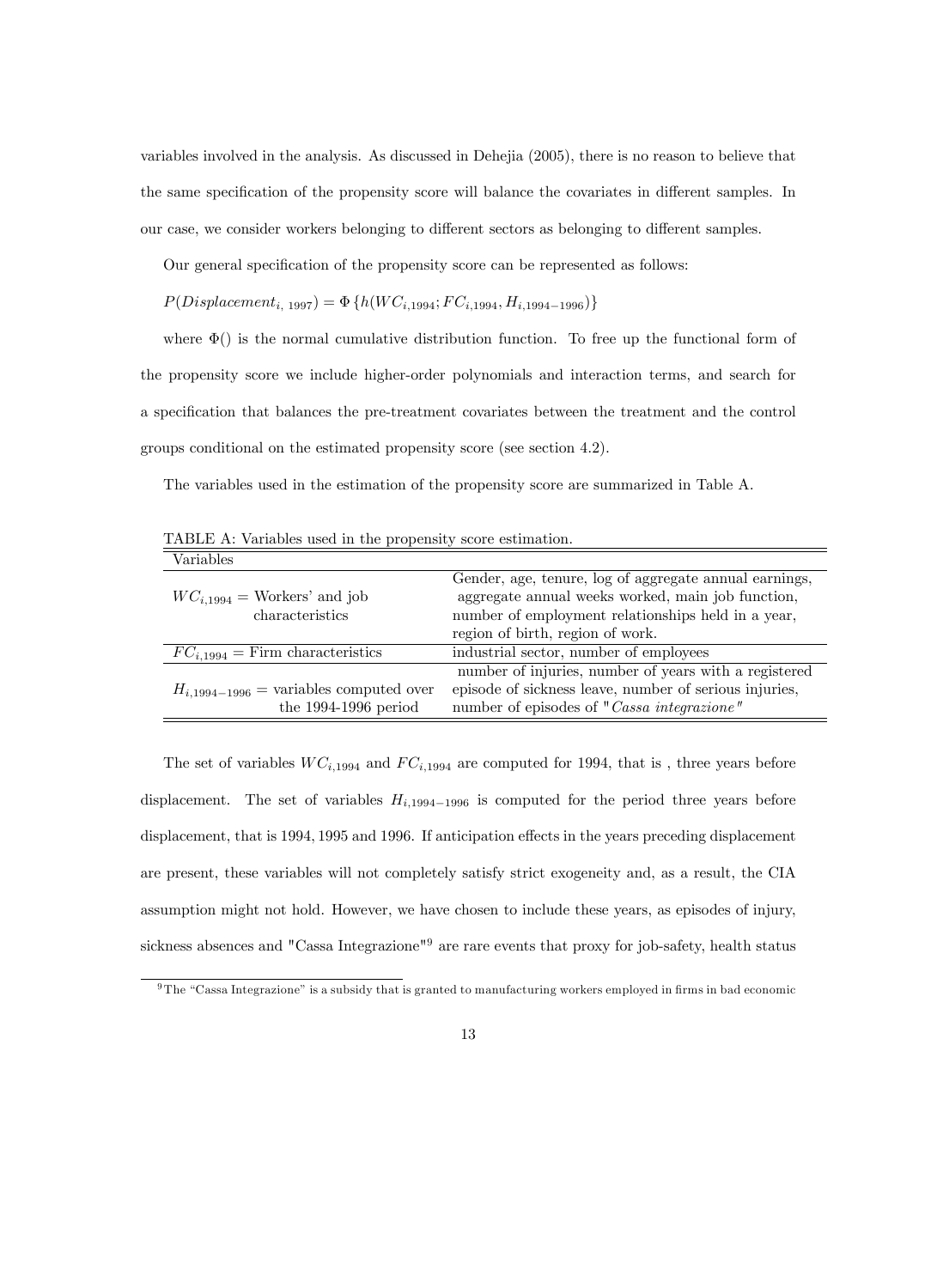variables involved in the analysis. As discussed in Dehejia (2005), there is no reason to believe that the same specification of the propensity score will balance the covariates in different samples. In our case, we consider workers belonging to different sectors as belonging to different samples.

Our general specification of the propensity score can be represented as follows:

$P(Displacement_{i,\ 1997}) = \Phi\left\{h(WC_{i,1994}; FC_{i,1994}, H_{i,1994-1996})\right\}$

where $\Phi()$ is the normal cumulative distribution function. To free up the functional form of the propensity score we include higher-order polynomials and interaction terms, and search for a specification that balances the pre-treatment covariates between the treatment and the control groups conditional on the estimated propensity score (see section 4.2).

The variables used in the estimation of the propensity score are summarized in Table A.

TABLE A: Variables used in the propensity score estimation.

| Variables | |
|---|---|
| $WC_{i,1994}$ = Workers' and job characteristics | Gender, age, tenure, log of aggregate annual earnings, aggregate annual weeks worked, main job function, number of employment relationships held in a year, region of birth, region of work. |
| $FC_{i,1994}$ = Firm characteristics | industrial sector, number of employees |
| $H_{i,1994-1996}$ = variables computed over the 1994-1996 period | number of injuries, number of years with a registered episode of sickness leave, number of serious injuries, number of episodes of "*Cassa integrazione*" |

The set of variables $WC_{i,1994}$ and $FC_{i,1994}$ are computed for 1994, that is , three years before displacement. The set of variables $H_{i,1994-1996}$ is computed for the period three years before displacement, that is 1994, 1995 and 1996. If anticipation effects in the years preceding displacement are present, these variables will not completely satisfy strict exogeneity and, as a result, the CIA assumption might not hold. However, we have chosen to include these years, as episodes of injury, sickness absences and "Cassa Integrazione"[9] are rare events that proxy for job-safety, health status

[9] The "Cassa Integrazione" is a subsidy that is granted to manufacturing workers employed in firms in bad economic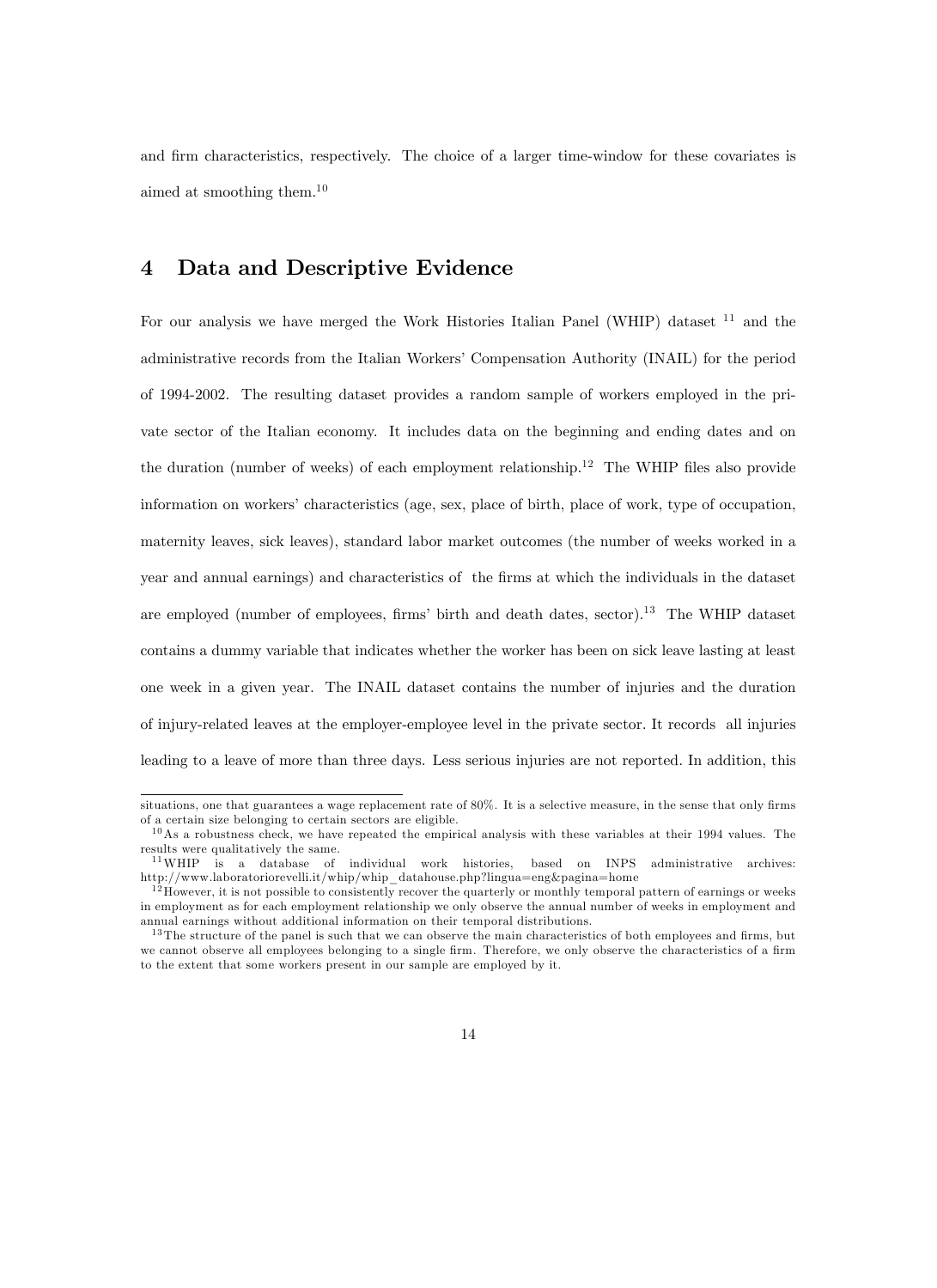and firm characteristics, respectively. The choice of a larger time-window for these covariates is aimed at smoothing them.[10]

## 4 Data and Descriptive Evidence

For our analysis we have merged the Work Histories Italian Panel (WHIP) dataset [11] and the administrative records from the Italian Workers' Compensation Authority (INAIL) for the period of 1994-2002. The resulting dataset provides a random sample of workers employed in the private sector of the Italian economy. It includes data on the beginning and ending dates and on the duration (number of weeks) of each employment relationship.[12] The WHIP files also provide information on workers' characteristics (age, sex, place of birth, place of work, type of occupation, maternity leaves, sick leaves), standard labor market outcomes (the number of weeks worked in a year and annual earnings) and characteristics of the firms at which the individuals in the dataset are employed (number of employees, firms' birth and death dates, sector).[13] The WHIP dataset contains a dummy variable that indicates whether the worker has been on sick leave lasting at least one week in a given year. The INAIL dataset contains the number of injuries and the duration of injury-related leaves at the employer-employee level in the private sector. It records all injuries leading to a leave of more than three days. Less serious injuries are not reported. In addition, this

---

situations, one that guarantees a wage replacement rate of 80%. It is a selective measure, in the sense that only firms of a certain size belonging to certain sectors are eligible.

[10] As a robustness check, we have repeated the empirical analysis with these variables at their 1994 values. The results were qualitatively the same.

[11] WHIP is a database of individual work histories, based on INPS administrative archives: http://www.laboratoriorevelli.it/whip/whip_datahouse.php?lingua=eng&pagina=home

[12] However, it is not possible to consistently recover the quarterly or monthly temporal pattern of earnings or weeks in employment as for each employment relationship we only observe the annual number of weeks in employment and annual earnings without additional information on their temporal distributions.

[13] The structure of the panel is such that we can observe the main characteristics of both employees and firms, but we cannot observe all employees belonging to a single firm. Therefore, we only observe the characteristics of a firm to the extent that some workers present in our sample are employed by it.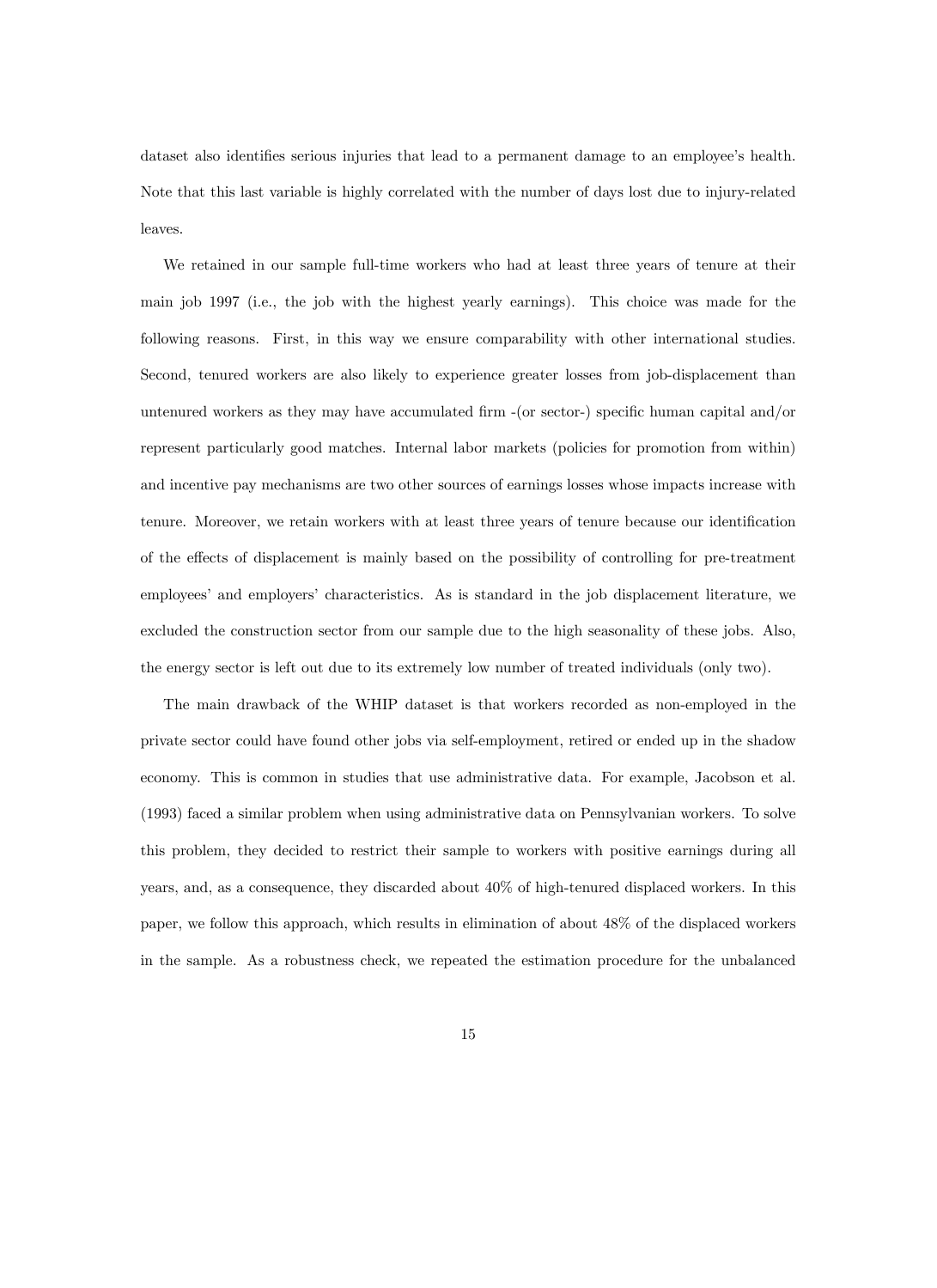dataset also identifies serious injuries that lead to a permanent damage to an employee's health. Note that this last variable is highly correlated with the number of days lost due to injury-related leaves.

We retained in our sample full-time workers who had at least three years of tenure at their main job 1997 (i.e., the job with the highest yearly earnings). This choice was made for the following reasons. First, in this way we ensure comparability with other international studies. Second, tenured workers are also likely to experience greater losses from job-displacement than untenured workers as they may have accumulated firm -(or sector-) specific human capital and/or represent particularly good matches. Internal labor markets (policies for promotion from within) and incentive pay mechanisms are two other sources of earnings losses whose impacts increase with tenure. Moreover, we retain workers with at least three years of tenure because our identification of the effects of displacement is mainly based on the possibility of controlling for pre-treatment employees' and employers' characteristics. As is standard in the job displacement literature, we excluded the construction sector from our sample due to the high seasonality of these jobs. Also, the energy sector is left out due to its extremely low number of treated individuals (only two).

The main drawback of the WHIP dataset is that workers recorded as non-employed in the private sector could have found other jobs via self-employment, retired or ended up in the shadow economy. This is common in studies that use administrative data. For example, Jacobson et al. (1993) faced a similar problem when using administrative data on Pennsylvanian workers. To solve this problem, they decided to restrict their sample to workers with positive earnings during all years, and, as a consequence, they discarded about 40% of high-tenured displaced workers. In this paper, we follow this approach, which results in elimination of about 48% of the displaced workers in the sample. As a robustness check, we repeated the estimation procedure for the unbalanced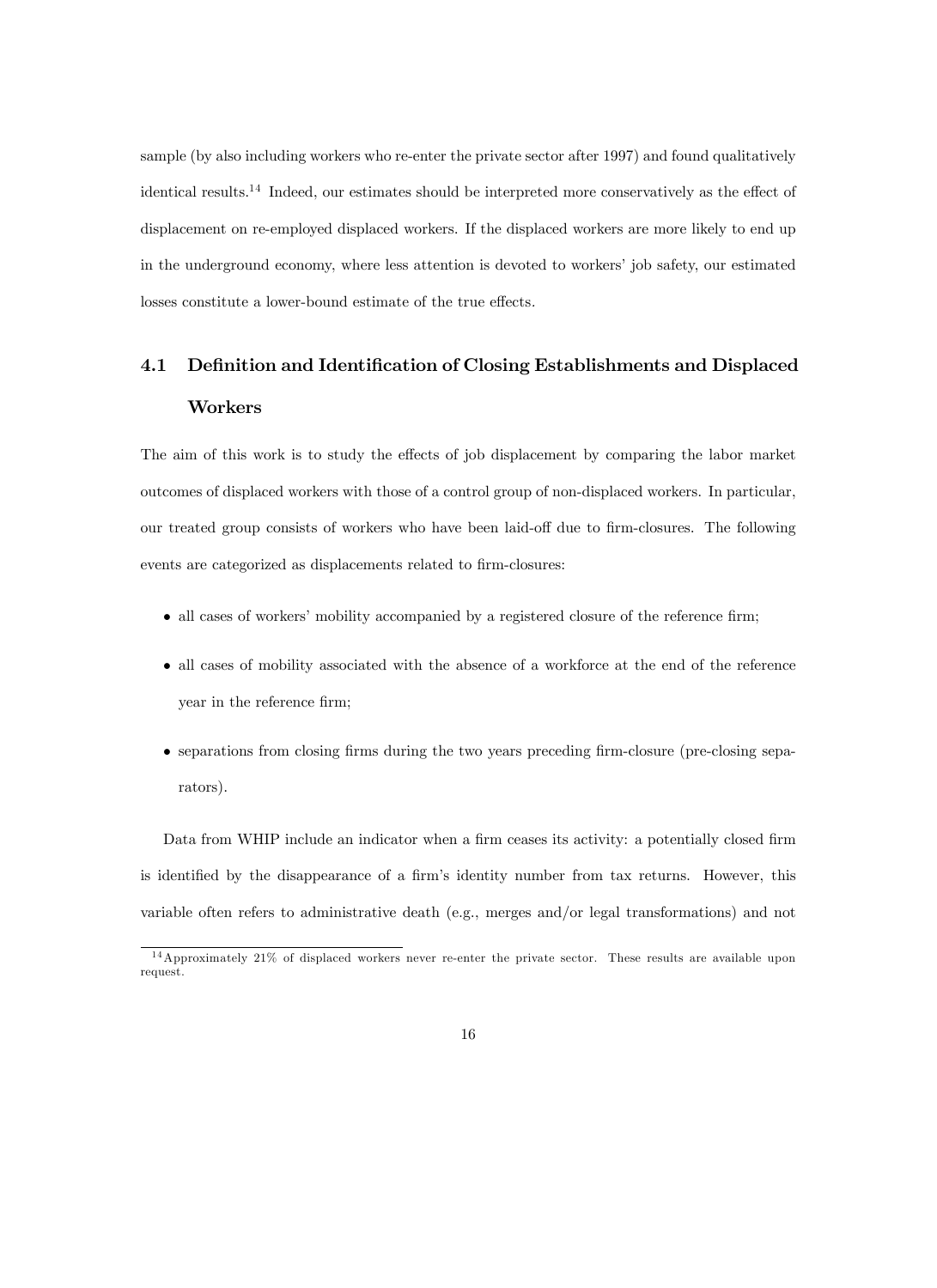sample (by also including workers who re-enter the private sector after 1997) and found qualitatively identical results.[14] Indeed, our estimates should be interpreted more conservatively as the effect of displacement on re-employed displaced workers. If the displaced workers are more likely to end up in the underground economy, where less attention is devoted to workers' job safety, our estimated losses constitute a lower-bound estimate of the true effects.

### 4.1 Definition and Identification of Closing Establishments and Displaced Workers

The aim of this work is to study the effects of job displacement by comparing the labor market outcomes of displaced workers with those of a control group of non-displaced workers. In particular, our treated group consists of workers who have been laid-off due to firm-closures. The following events are categorized as displacements related to firm-closures:

- all cases of workers' mobility accompanied by a registered closure of the reference firm;
- all cases of mobility associated with the absence of a workforce at the end of the reference year in the reference firm;
- separations from closing firms during the two years preceding firm-closure (pre-closing separators).

Data from WHIP include an indicator when a firm ceases its activity: a potentially closed firm is identified by the disappearance of a firm's identity number from tax returns. However, this variable often refers to administrative death (e.g., merges and/or legal transformations) and not

[14] Approximately 21% of displaced workers never re-enter the private sector. These results are available upon request.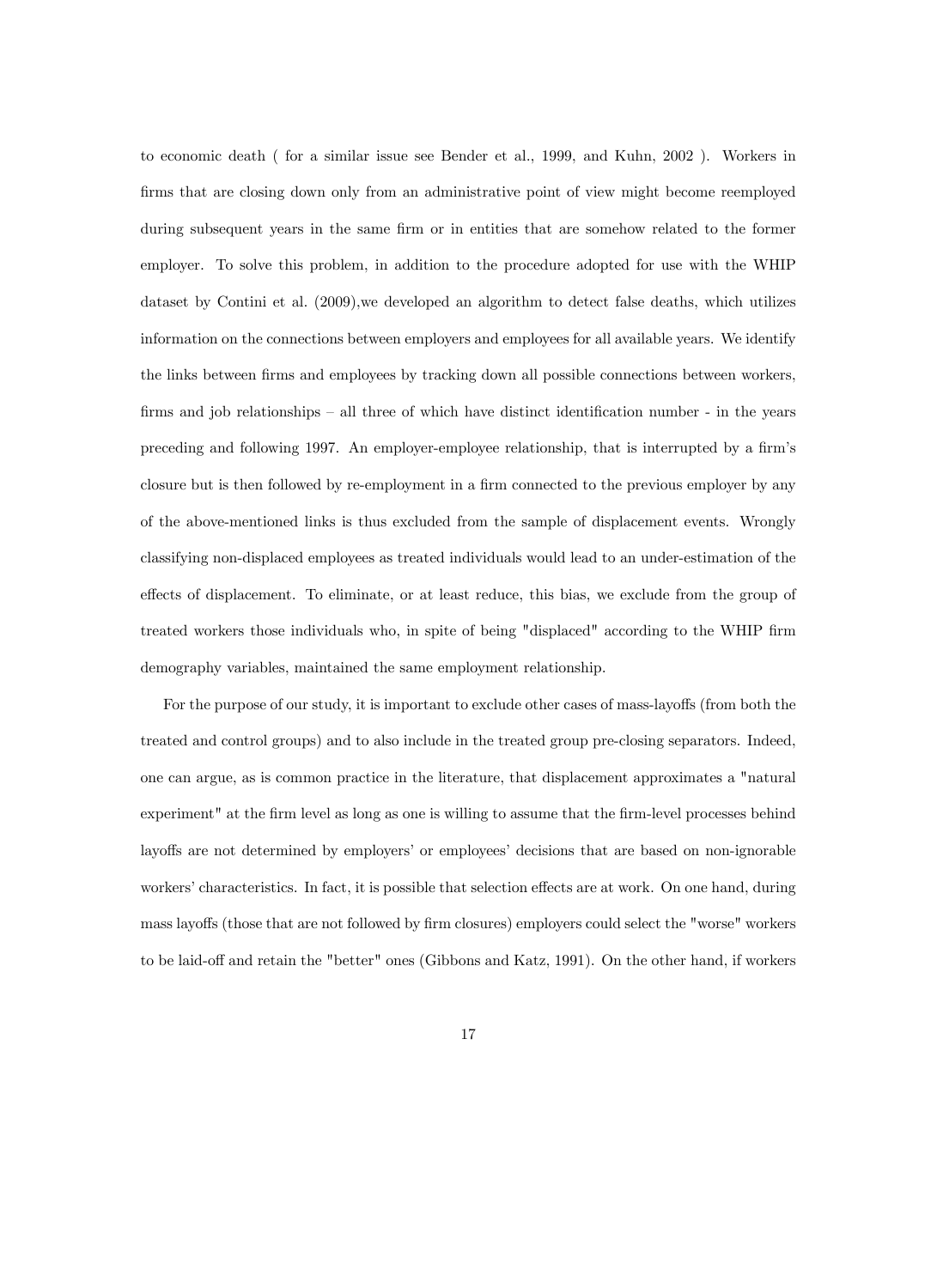to economic death ( for a similar issue see Bender et al., 1999, and Kuhn, 2002 ). Workers in firms that are closing down only from an administrative point of view might become reemployed during subsequent years in the same firm or in entities that are somehow related to the former employer. To solve this problem, in addition to the procedure adopted for use with the WHIP dataset by Contini et al. (2009),we developed an algorithm to detect false deaths, which utilizes information on the connections between employers and employees for all available years. We identify the links between firms and employees by tracking down all possible connections between workers, firms and job relationships – all three of which have distinct identification number - in the years preceding and following 1997. An employer-employee relationship, that is interrupted by a firm's closure but is then followed by re-employment in a firm connected to the previous employer by any of the above-mentioned links is thus excluded from the sample of displacement events. Wrongly classifying non-displaced employees as treated individuals would lead to an under-estimation of the effects of displacement. To eliminate, or at least reduce, this bias, we exclude from the group of treated workers those individuals who, in spite of being "displaced" according to the WHIP firm demography variables, maintained the same employment relationship.

For the purpose of our study, it is important to exclude other cases of mass-layoffs (from both the treated and control groups) and to also include in the treated group pre-closing separators. Indeed, one can argue, as is common practice in the literature, that displacement approximates a "natural experiment" at the firm level as long as one is willing to assume that the firm-level processes behind layoffs are not determined by employers' or employees' decisions that are based on non-ignorable workers' characteristics. In fact, it is possible that selection effects are at work. On one hand, during mass layoffs (those that are not followed by firm closures) employers could select the "worse" workers to be laid-off and retain the "better" ones (Gibbons and Katz, 1991). On the other hand, if workers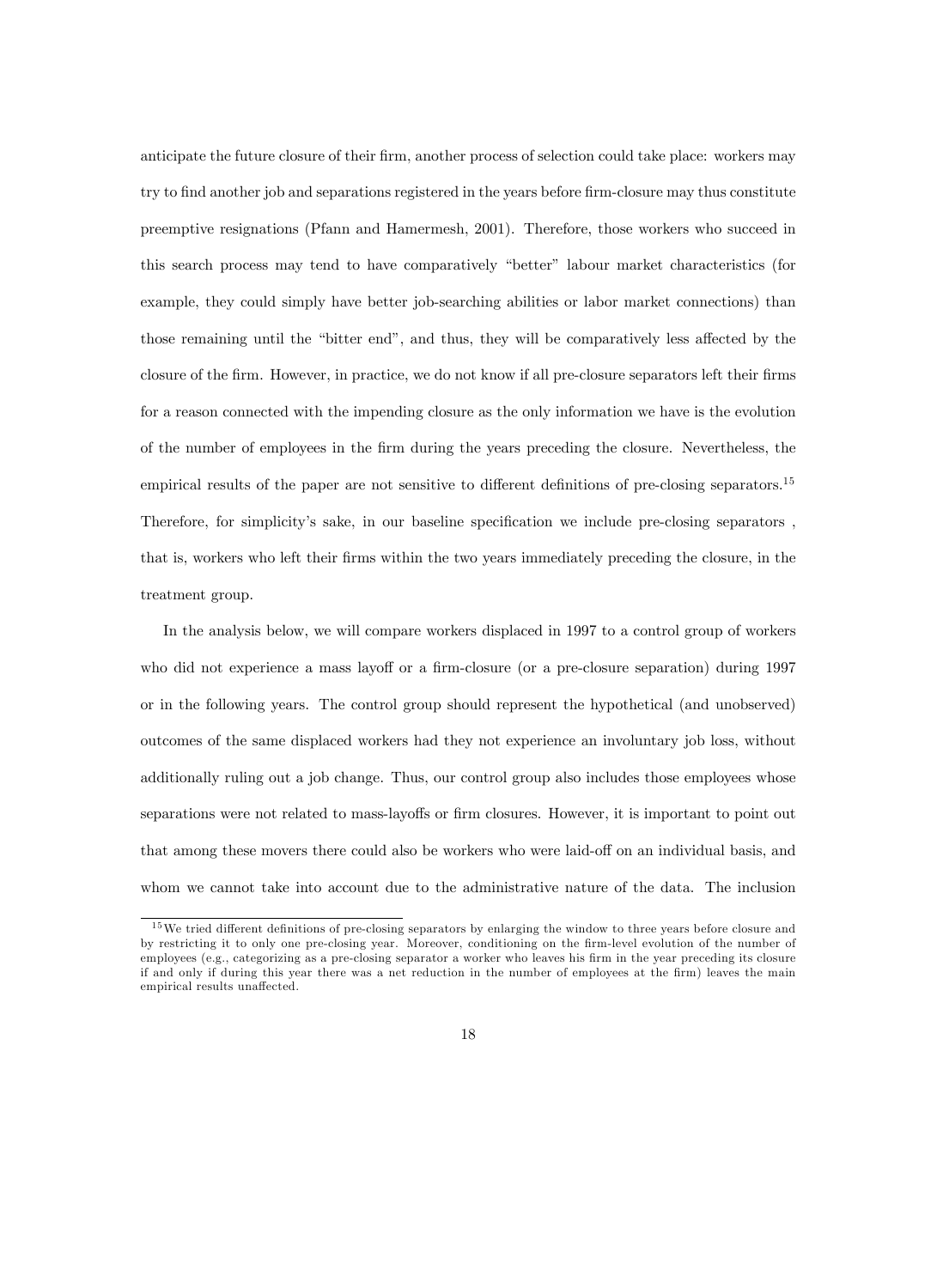anticipate the future closure of their firm, another process of selection could take place: workers may try to find another job and separations registered in the years before firm-closure may thus constitute preemptive resignations (Pfann and Hamermesh, 2001). Therefore, those workers who succeed in this search process may tend to have comparatively "better" labour market characteristics (for example, they could simply have better job-searching abilities or labor market connections) than those remaining until the "bitter end", and thus, they will be comparatively less affected by the closure of the firm. However, in practice, we do not know if all pre-closure separators left their firms for a reason connected with the impending closure as the only information we have is the evolution of the number of employees in the firm during the years preceding the closure. Nevertheless, the empirical results of the paper are not sensitive to different definitions of pre-closing separators.[15] Therefore, for simplicity's sake, in our baseline specification we include pre-closing separators , that is, workers who left their firms within the two years immediately preceding the closure, in the treatment group.

In the analysis below, we will compare workers displaced in 1997 to a control group of workers who did not experience a mass layoff or a firm-closure (or a pre-closure separation) during 1997 or in the following years. The control group should represent the hypothetical (and unobserved) outcomes of the same displaced workers had they not experience an involuntary job loss, without additionally ruling out a job change. Thus, our control group also includes those employees whose separations were not related to mass-layoffs or firm closures. However, it is important to point out that among these movers there could also be workers who were laid-off on an individual basis, and whom we cannot take into account due to the administrative nature of the data. The inclusion

[15] We tried different definitions of pre-closing separators by enlarging the window to three years before closure and by restricting it to only one pre-closing year. Moreover, conditioning on the firm-level evolution of the number of employees (e.g., categorizing as a pre-closing separator a worker who leaves his firm in the year preceding its closure if and only if during this year there was a net reduction in the number of employees at the firm) leaves the main empirical results unaffected.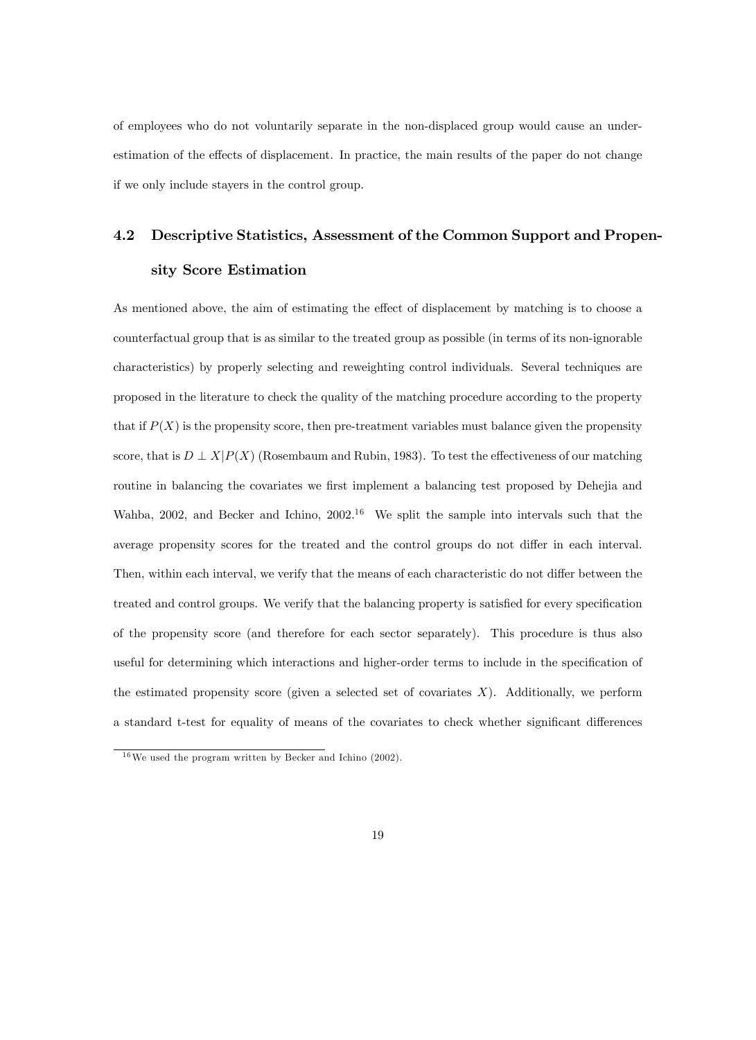of employees who do not voluntarily separate in the non-displaced group would cause an underestimation of the effects of displacement. In practice, the main results of the paper do not change if we only include stayers in the control group.

## 4.2 Descriptive Statistics, Assessment of the Common Support and Propensity Score Estimation

As mentioned above, the aim of estimating the effect of displacement by matching is to choose a counterfactual group that is as similar to the treated group as possible (in terms of its non-ignorable characteristics) by properly selecting and reweighting control individuals. Several techniques are proposed in the literature to check the quality of the matching procedure according to the property that if $P(X)$ is the propensity score, then pre-treatment variables must balance given the propensity score, that is $D \perp X|P(X)$ (Rosembaum and Rubin, 1983). To test the effectiveness of our matching routine in balancing the covariates we first implement a balancing test proposed by Dehejia and Wahba, 2002, and Becker and Ichino, 2002.[16] We split the sample into intervals such that the average propensity scores for the treated and the control groups do not differ in each interval. Then, within each interval, we verify that the means of each characteristic do not differ between the treated and control groups. We verify that the balancing property is satisfied for every specification of the propensity score (and therefore for each sector separately). This procedure is thus also useful for determining which interactions and higher-order terms to include in the specification of the estimated propensity score (given a selected set of covariates $X$). Additionally, we perform a standard t-test for equality of means of the covariates to check whether significant differences

[16] We used the program written by Becker and Ichino (2002).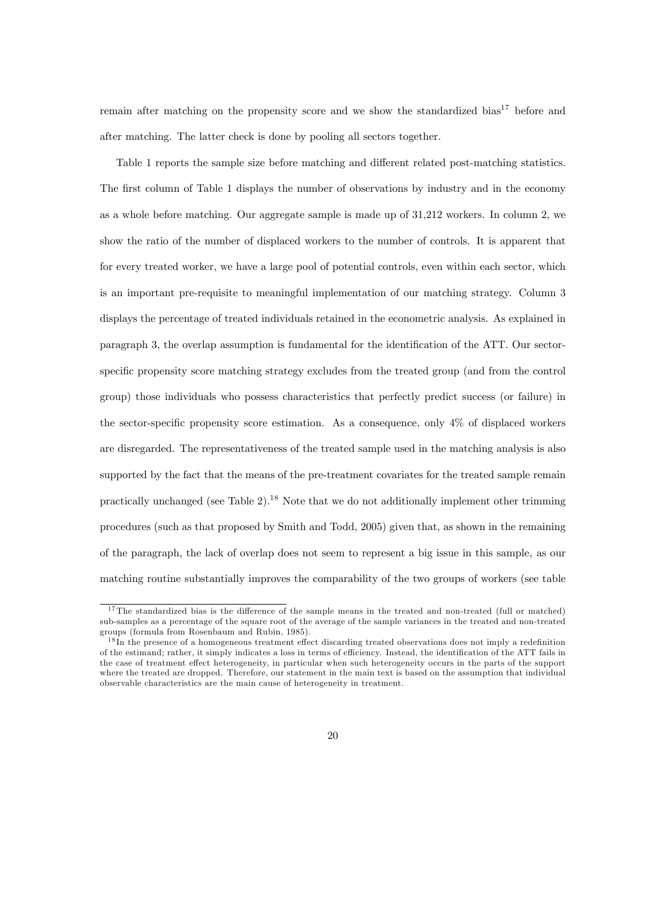remain after matching on the propensity score and we show the standardized bias[17] before and after matching. The latter check is done by pooling all sectors together.

Table 1 reports the sample size before matching and different related post-matching statistics. The first column of Table 1 displays the number of observations by industry and in the economy as a whole before matching. Our aggregate sample is made up of 31,212 workers. In column 2, we show the ratio of the number of displaced workers to the number of controls. It is apparent that for every treated worker, we have a large pool of potential controls, even within each sector, which is an important pre-requisite to meaningful implementation of our matching strategy. Column 3 displays the percentage of treated individuals retained in the econometric analysis. As explained in paragraph 3, the overlap assumption is fundamental for the identification of the ATT. Our sector-specific propensity score matching strategy excludes from the treated group (and from the control group) those individuals who possess characteristics that perfectly predict success (or failure) in the sector-specific propensity score estimation. As a consequence, only 4% of displaced workers are disregarded. The representativeness of the treated sample used in the matching analysis is also supported by the fact that the means of the pre-treatment covariates for the treated sample remain practically unchanged (see Table 2).[18] Note that we do not additionally implement other trimming procedures (such as that proposed by Smith and Todd, 2005) given that, as shown in the remaining of the paragraph, the lack of overlap does not seem to represent a big issue in this sample, as our matching routine substantially improves the comparability of the two groups of workers (see table

[17] The standardized bias is the difference of the sample means in the treated and non-treated (full or matched) sub-samples as a percentage of the square root of the average of the sample variances in the treated and non-treated groups (formula from Rosenbaum and Rubin, 1985).

[18] In the presence of a homogeneous treatment effect discarding treated observations does not imply a redefinition of the estimand; rather, it simply indicates a loss in terms of efficiency. Instead, the identification of the ATT fails in the case of treatment effect heterogeneity, in particular when such heterogeneity occurs in the parts of the support where the treated are dropped. Therefore, our statement in the main text is based on the assumption that individual observable characteristics are the main cause of heterogeneity in treatment.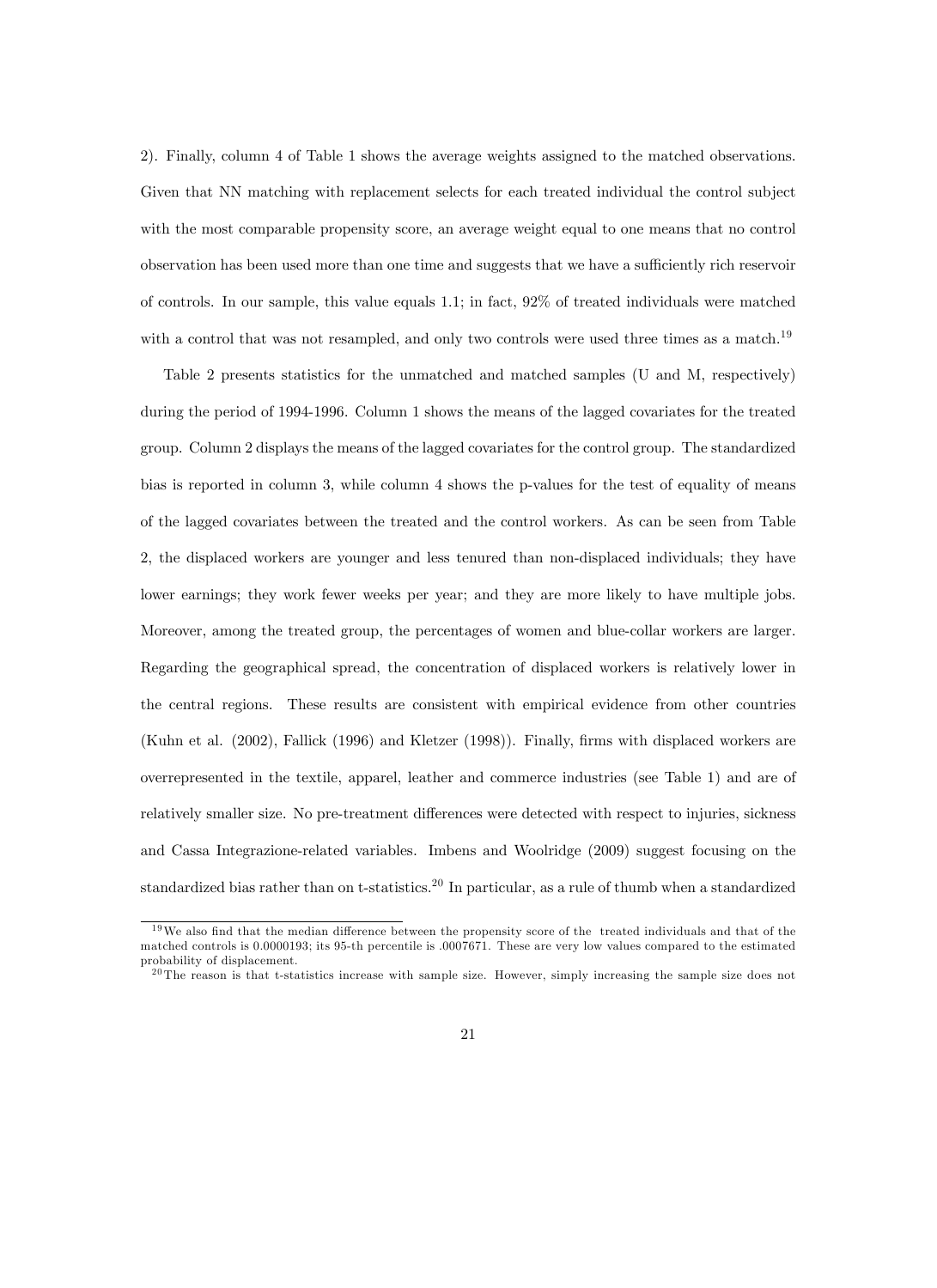2). Finally, column 4 of Table 1 shows the average weights assigned to the matched observations. Given that NN matching with replacement selects for each treated individual the control subject with the most comparable propensity score, an average weight equal to one means that no control observation has been used more than one time and suggests that we have a sufficiently rich reservoir of controls. In our sample, this value equals 1.1; in fact, 92% of treated individuals were matched with a control that was not resampled, and only two controls were used three times as a match.[19]

Table 2 presents statistics for the unmatched and matched samples (U and M, respectively) during the period of 1994-1996. Column 1 shows the means of the lagged covariates for the treated group. Column 2 displays the means of the lagged covariates for the control group. The standardized bias is reported in column 3, while column 4 shows the p-values for the test of equality of means of the lagged covariates between the treated and the control workers. As can be seen from Table 2, the displaced workers are younger and less tenured than non-displaced individuals; they have lower earnings; they work fewer weeks per year; and they are more likely to have multiple jobs. Moreover, among the treated group, the percentages of women and blue-collar workers are larger. Regarding the geographical spread, the concentration of displaced workers is relatively lower in the central regions. These results are consistent with empirical evidence from other countries (Kuhn et al. (2002), Fallick (1996) and Kletzer (1998)). Finally, firms with displaced workers are overrepresented in the textile, apparel, leather and commerce industries (see Table 1) and are of relatively smaller size. No pre-treatment differences were detected with respect to injuries, sickness and Cassa Integrazione-related variables. Imbens and Woolridge (2009) suggest focusing on the standardized bias rather than on t-statistics.[20] In particular, as a rule of thumb when a standardized

[19] We also find that the median difference between the propensity score of the treated individuals and that of the matched controls is 0.0000193; its 95-th percentile is .0007671. These are very low values compared to the estimated probability of displacement.

[20] The reason is that t-statistics increase with sample size. However, simply increasing the sample size does not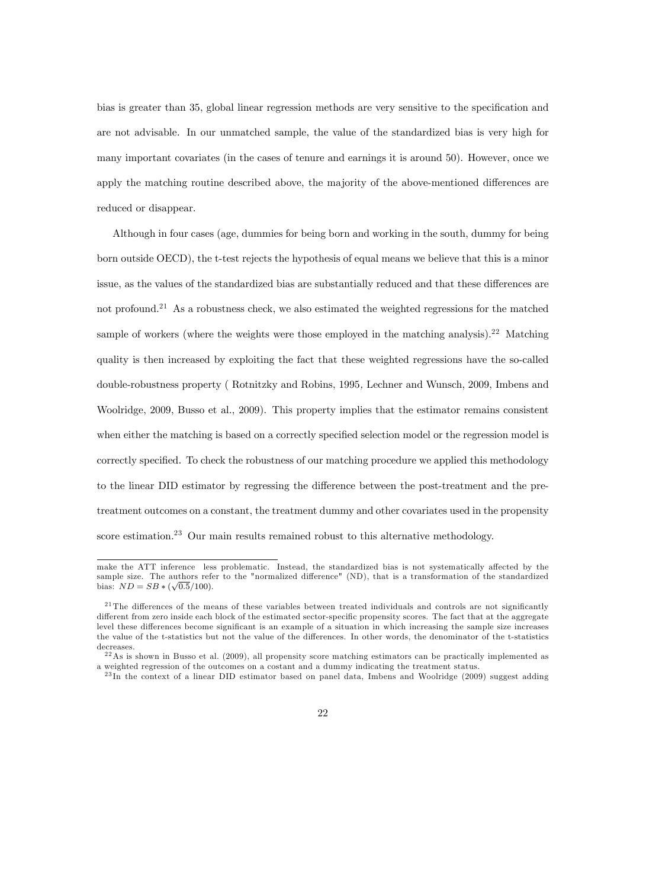bias is greater than 35, global linear regression methods are very sensitive to the specification and are not advisable. In our unmatched sample, the value of the standardized bias is very high for many important covariates (in the cases of tenure and earnings it is around 50). However, once we apply the matching routine described above, the majority of the above-mentioned differences are reduced or disappear.

Although in four cases (age, dummies for being born and working in the south, dummy for being born outside OECD), the t-test rejects the hypothesis of equal means we believe that this is a minor issue, as the values of the standardized bias are substantially reduced and that these differences are not profound.[21] As a robustness check, we also estimated the weighted regressions for the matched sample of workers (where the weights were those employed in the matching analysis).[22] Matching quality is then increased by exploiting the fact that these weighted regressions have the so-called double-robustness property ( Rotnitzky and Robins, 1995, Lechner and Wunsch, 2009, Imbens and Woolridge, 2009, Busso et al., 2009). This property implies that the estimator remains consistent when either the matching is based on a correctly specified selection model or the regression model is correctly specified. To check the robustness of our matching procedure we applied this methodology to the linear DID estimator by regressing the difference between the post-treatment and the pre-treatment outcomes on a constant, the treatment dummy and other covariates used in the propensity score estimation.[23] Our main results remained robust to this alternative methodology.

---

make the ATT inference less problematic. Instead, the standardized bias is not systematically affected by the sample size. The authors refer to the "normalized difference" (ND), that is a transformation of the standardized bias: $ND = SB * (\sqrt{0.5}/100)$.

[21] The differences of the means of these variables between treated individuals and controls are not significantly different from zero inside each block of the estimated sector-specific propensity scores. The fact that at the aggregate level these differences become significant is an example of a situation in which increasing the sample size increases the value of the t-statistics but not the value of the differences. In other words, the denominator of the t-statistics decreases.

[22] As is shown in Busso et al. (2009), all propensity score matching estimators can be practically implemented as a weighted regression of the outcomes on a costant and a dummy indicating the treatment status.

[23] In the context of a linear DID estimator based on panel data, Imbens and Woolridge (2009) suggest adding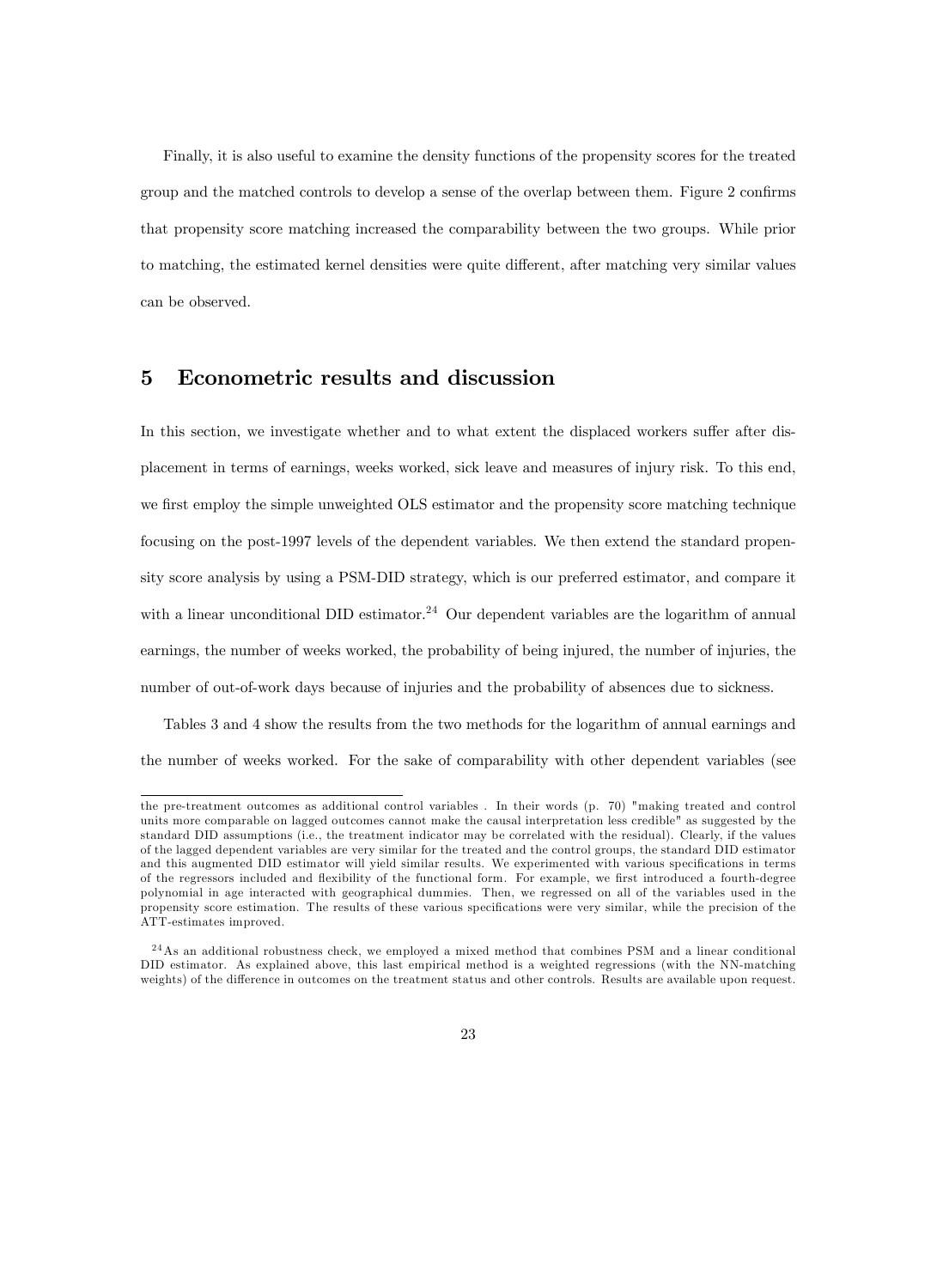Finally, it is also useful to examine the density functions of the propensity scores for the treated group and the matched controls to develop a sense of the overlap between them. Figure 2 confirms that propensity score matching increased the comparability between the two groups. While prior to matching, the estimated kernel densities were quite different, after matching very similar values can be observed.

## 5 Econometric results and discussion

In this section, we investigate whether and to what extent the displaced workers suffer after displacement in terms of earnings, weeks worked, sick leave and measures of injury risk. To this end, we first employ the simple unweighted OLS estimator and the propensity score matching technique focusing on the post-1997 levels of the dependent variables. We then extend the standard propensity score analysis by using a PSM-DID strategy, which is our preferred estimator, and compare it with a linear unconditional DID estimator.[24] Our dependent variables are the logarithm of annual earnings, the number of weeks worked, the probability of being injured, the number of injuries, the number of out-of-work days because of injuries and the probability of absences due to sickness.

Tables 3 and 4 show the results from the two methods for the logarithm of annual earnings and the number of weeks worked. For the sake of comparability with other dependent variables (see

---

the pre-treatment outcomes as additional control variables . In their words (p. 70) "making treated and control units more comparable on lagged outcomes cannot make the causal interpretation less credible" as suggested by the standard DID assumptions (i.e., the treatment indicator may be correlated with the residual). Clearly, if the values of the lagged dependent variables are very similar for the treated and the control groups, the standard DID estimator and this augmented DID estimator will yield similar results. We experimented with various specifications in terms of the regressors included and flexibility of the functional form. For example, we first introduced a fourth-degree polynomial in age interacted with geographical dummies. Then, we regressed on all of the variables used in the propensity score estimation. The results of these various specifications were very similar, while the precision of the ATT-estimates improved.

[24] As an additional robustness check, we employed a mixed method that combines PSM and a linear conditional DID estimator. As explained above, this last empirical method is a weighted regressions (with the NN-matching weights) of the difference in outcomes on the treatment status and other controls. Results are available upon request.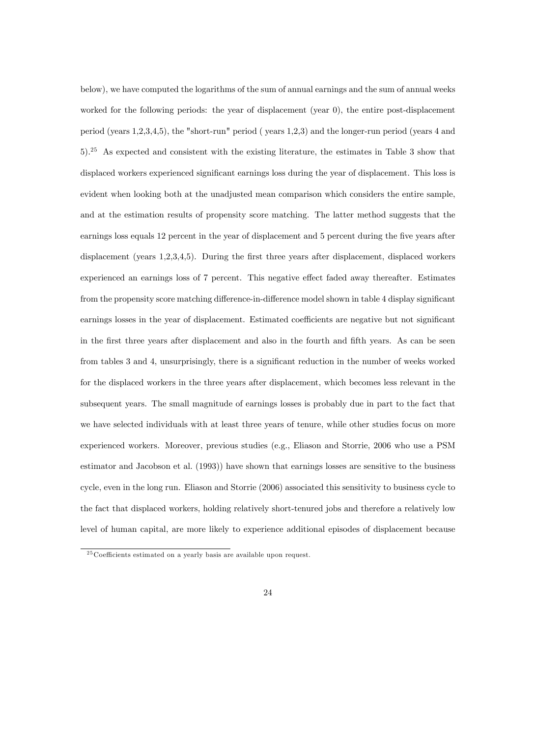below), we have computed the logarithms of the sum of annual earnings and the sum of annual weeks worked for the following periods: the year of displacement (year 0), the entire post-displacement period (years 1,2,3,4,5), the "short-run" period ( years 1,2,3) and the longer-run period (years 4 and 5).[25] As expected and consistent with the existing literature, the estimates in Table 3 show that displaced workers experienced significant earnings loss during the year of displacement. This loss is evident when looking both at the unadjusted mean comparison which considers the entire sample, and at the estimation results of propensity score matching. The latter method suggests that the earnings loss equals 12 percent in the year of displacement and 5 percent during the five years after displacement (years 1,2,3,4,5). During the first three years after displacement, displaced workers experienced an earnings loss of 7 percent. This negative effect faded away thereafter. Estimates from the propensity score matching difference-in-difference model shown in table 4 display significant earnings losses in the year of displacement. Estimated coefficients are negative but not significant in the first three years after displacement and also in the fourth and fifth years. As can be seen from tables 3 and 4, unsurprisingly, there is a significant reduction in the number of weeks worked for the displaced workers in the three years after displacement, which becomes less relevant in the subsequent years. The small magnitude of earnings losses is probably due in part to the fact that we have selected individuals with at least three years of tenure, while other studies focus on more experienced workers. Moreover, previous studies (e.g., Eliason and Storrie, 2006 who use a PSM estimator and Jacobson et al. (1993)) have shown that earnings losses are sensitive to the business cycle, even in the long run. Eliason and Storrie (2006) associated this sensitivity to business cycle to the fact that displaced workers, holding relatively short-tenured jobs and therefore a relatively low level of human capital, are more likely to experience additional episodes of displacement because

[25] Coefficients estimated on a yearly basis are available upon request.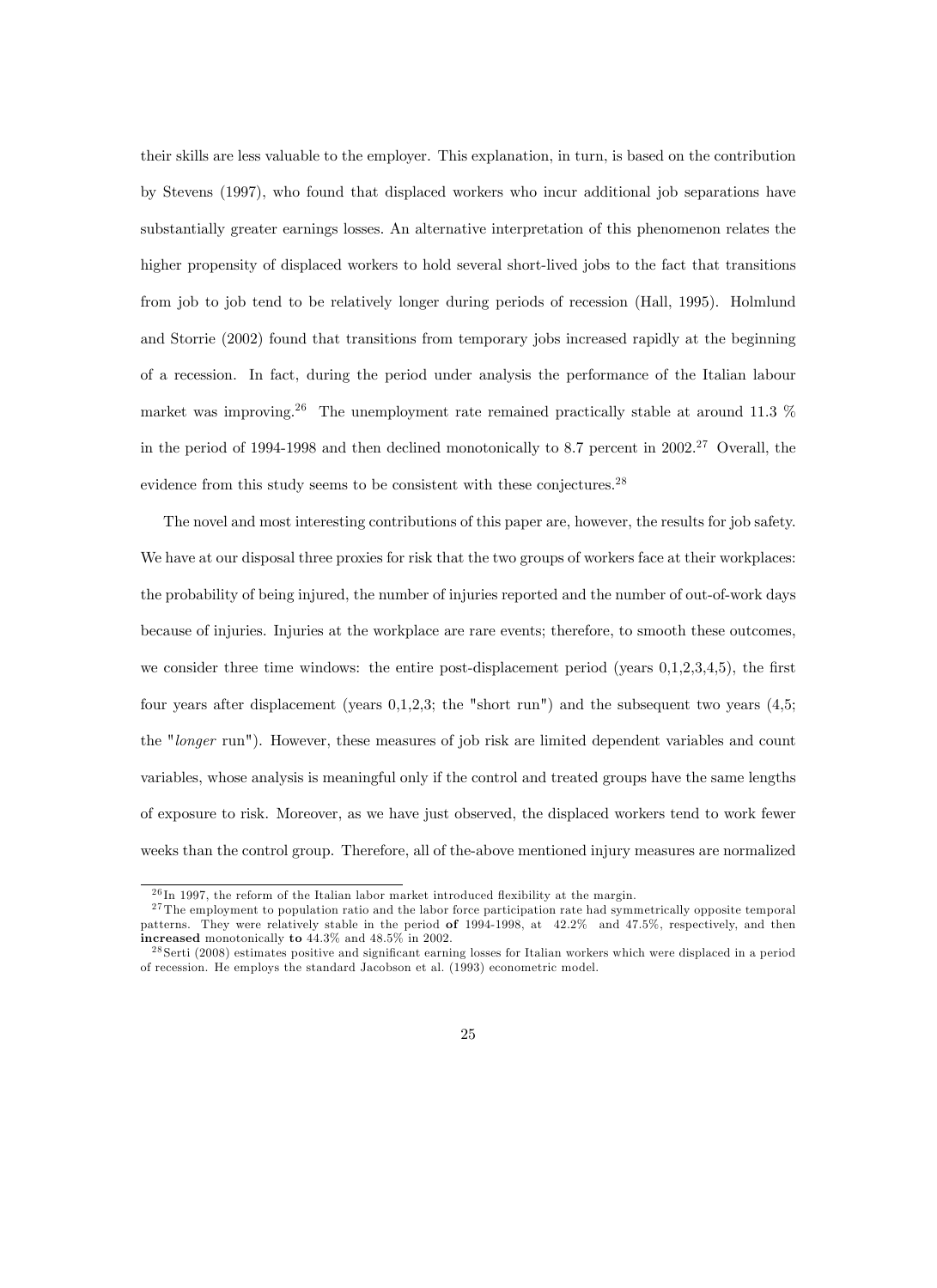their skills are less valuable to the employer. This explanation, in turn, is based on the contribution by Stevens (1997), who found that displaced workers who incur additional job separations have substantially greater earnings losses. An alternative interpretation of this phenomenon relates the higher propensity of displaced workers to hold several short-lived jobs to the fact that transitions from job to job tend to be relatively longer during periods of recession (Hall, 1995). Holmlund and Storrie (2002) found that transitions from temporary jobs increased rapidly at the beginning of a recession. In fact, during the period under analysis the performance of the Italian labour market was improving.[26] The unemployment rate remained practically stable at around 11.3 % in the period of 1994-1998 and then declined monotonically to 8.7 percent in 2002.[27] Overall, the evidence from this study seems to be consistent with these conjectures.[28]

The novel and most interesting contributions of this paper are, however, the results for job safety. We have at our disposal three proxies for risk that the two groups of workers face at their workplaces: the probability of being injured, the number of injuries reported and the number of out-of-work days because of injuries. Injuries at the workplace are rare events; therefore, to smooth these outcomes, we consider three time windows: the entire post-displacement period (years 0,1,2,3,4,5), the first four years after displacement (years 0,1,2,3; the "short run") and the subsequent two years (4,5; the "*longer* run"). However, these measures of job risk are limited dependent variables and count variables, whose analysis is meaningful only if the control and treated groups have the same lengths of exposure to risk. Moreover, as we have just observed, the displaced workers tend to work fewer weeks than the control group. Therefore, all of the-above mentioned injury measures are normalized

---

[26] In 1997, the reform of the Italian labor market introduced flexibility at the margin.

[27] The employment to population ratio and the labor force participation rate had symmetrically opposite temporal patterns. They were relatively stable in the period **of** 1994-1998, at 42.2% and 47.5%, respectively, and then **increased** monotonically **to** 44.3% and 48.5% in 2002.

[28] Serti (2008) estimates positive and significant earning losses for Italian workers which were displaced in a period of recession. He employs the standard Jacobson et al. (1993) econometric model.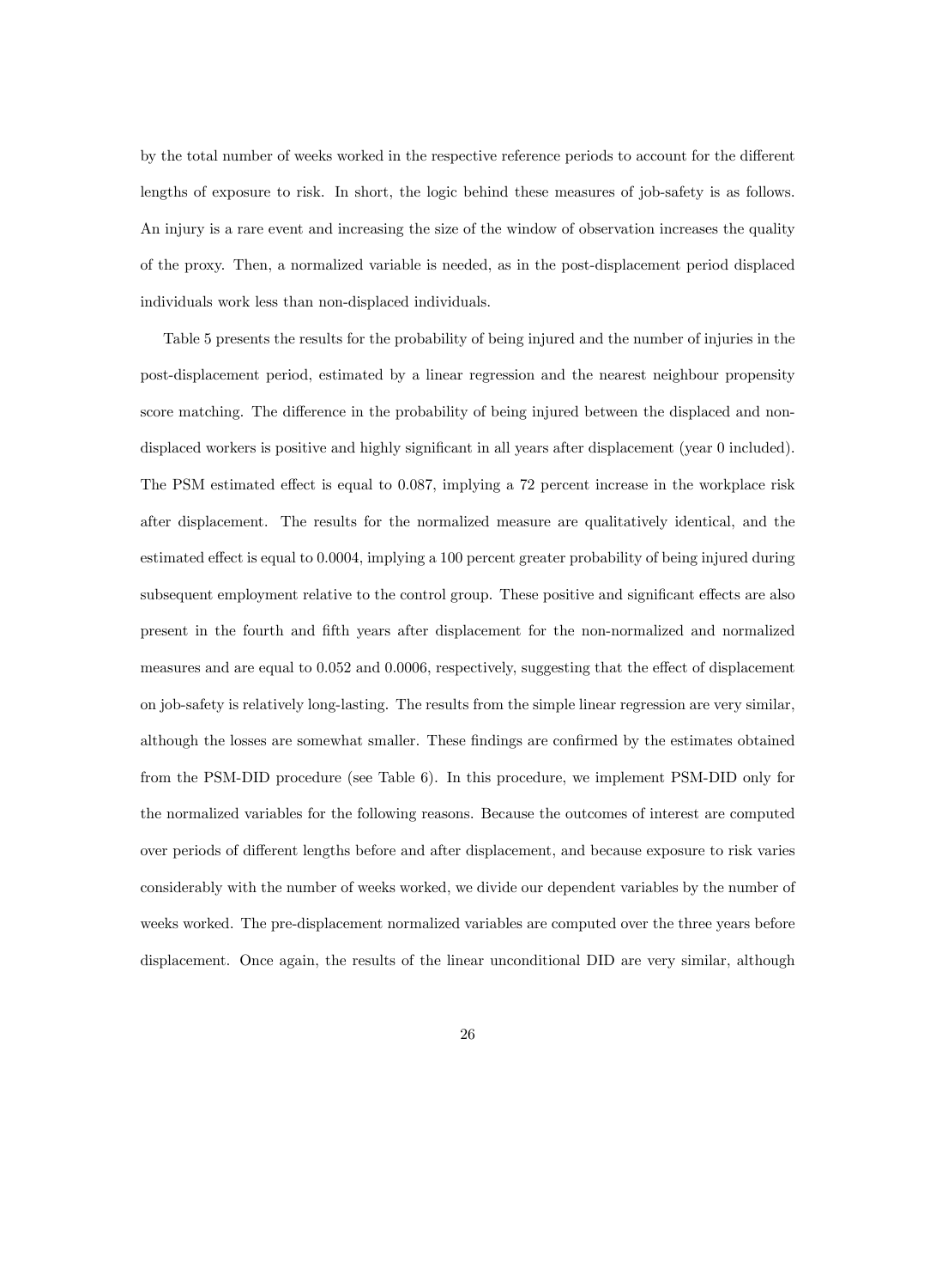by the total number of weeks worked in the respective reference periods to account for the different lengths of exposure to risk. In short, the logic behind these measures of job-safety is as follows. An injury is a rare event and increasing the size of the window of observation increases the quality of the proxy. Then, a normalized variable is needed, as in the post-displacement period displaced individuals work less than non-displaced individuals.

Table 5 presents the results for the probability of being injured and the number of injuries in the post-displacement period, estimated by a linear regression and the nearest neighbour propensity score matching. The difference in the probability of being injured between the displaced and non-displaced workers is positive and highly significant in all years after displacement (year 0 included). The PSM estimated effect is equal to 0.087, implying a 72 percent increase in the workplace risk after displacement. The results for the normalized measure are qualitatively identical, and the estimated effect is equal to 0.0004, implying a 100 percent greater probability of being injured during subsequent employment relative to the control group. These positive and significant effects are also present in the fourth and fifth years after displacement for the non-normalized and normalized measures and are equal to 0.052 and 0.0006, respectively, suggesting that the effect of displacement on job-safety is relatively long-lasting. The results from the simple linear regression are very similar, although the losses are somewhat smaller. These findings are confirmed by the estimates obtained from the PSM-DID procedure (see Table 6). In this procedure, we implement PSM-DID only for the normalized variables for the following reasons. Because the outcomes of interest are computed over periods of different lengths before and after displacement, and because exposure to risk varies considerably with the number of weeks worked, we divide our dependent variables by the number of weeks worked. The pre-displacement normalized variables are computed over the three years before displacement. Once again, the results of the linear unconditional DID are very similar, although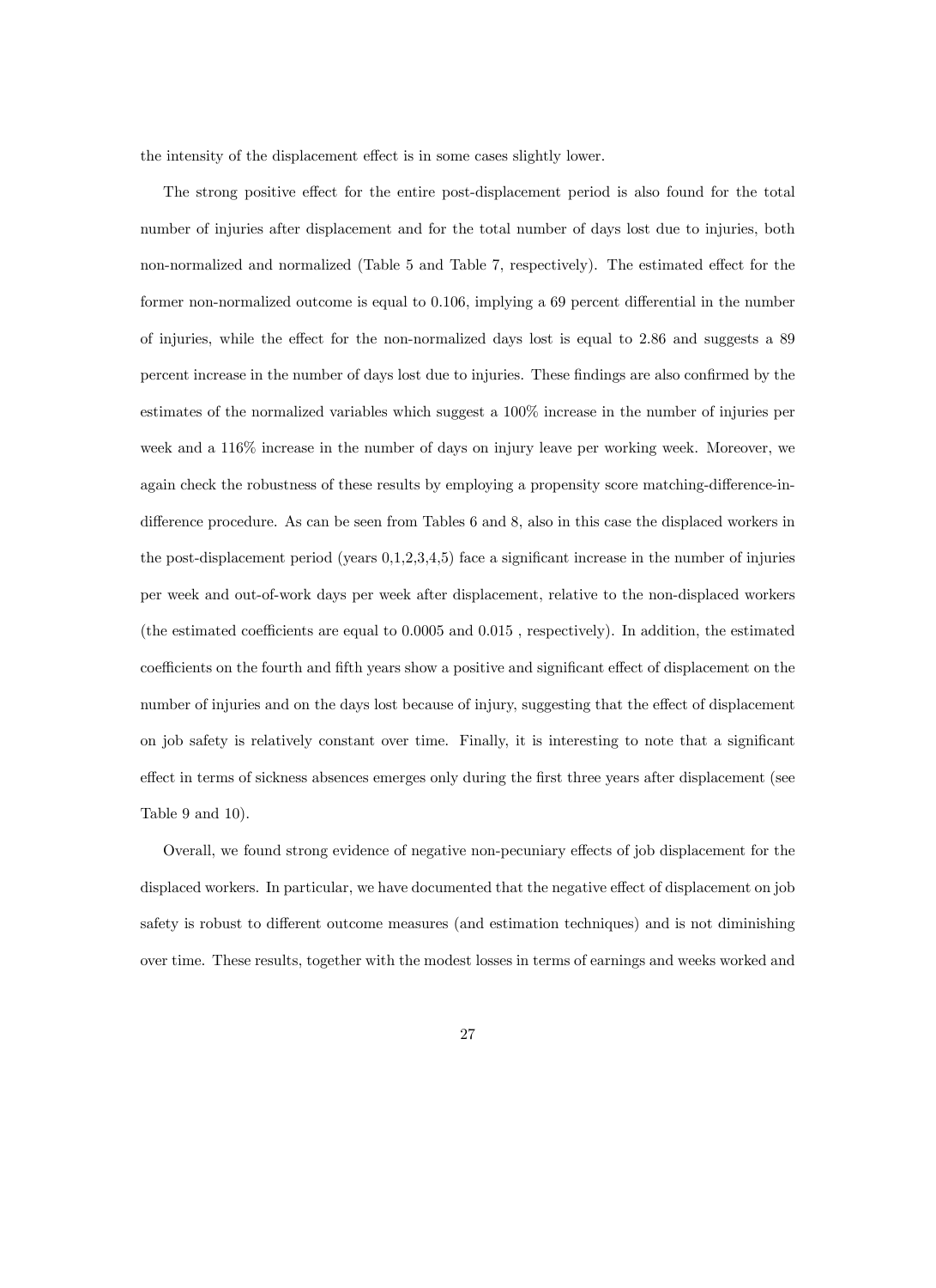the intensity of the displacement effect is in some cases slightly lower.

The strong positive effect for the entire post-displacement period is also found for the total number of injuries after displacement and for the total number of days lost due to injuries, both non-normalized and normalized (Table 5 and Table 7, respectively). The estimated effect for the former non-normalized outcome is equal to 0.106, implying a 69 percent differential in the number of injuries, while the effect for the non-normalized days lost is equal to 2.86 and suggests a 89 percent increase in the number of days lost due to injuries. These findings are also confirmed by the estimates of the normalized variables which suggest a 100% increase in the number of injuries per week and a 116% increase in the number of days on injury leave per working week. Moreover, we again check the robustness of these results by employing a propensity score matching-difference-in-difference procedure. As can be seen from Tables 6 and 8, also in this case the displaced workers in the post-displacement period (years 0,1,2,3,4,5) face a significant increase in the number of injuries per week and out-of-work days per week after displacement, relative to the non-displaced workers (the estimated coefficients are equal to 0.0005 and 0.015 , respectively). In addition, the estimated coefficients on the fourth and fifth years show a positive and significant effect of displacement on the number of injuries and on the days lost because of injury, suggesting that the effect of displacement on job safety is relatively constant over time. Finally, it is interesting to note that a significant effect in terms of sickness absences emerges only during the first three years after displacement (see Table 9 and 10).

Overall, we found strong evidence of negative non-pecuniary effects of job displacement for the displaced workers. In particular, we have documented that the negative effect of displacement on job safety is robust to different outcome measures (and estimation techniques) and is not diminishing over time. These results, together with the modest losses in terms of earnings and weeks worked and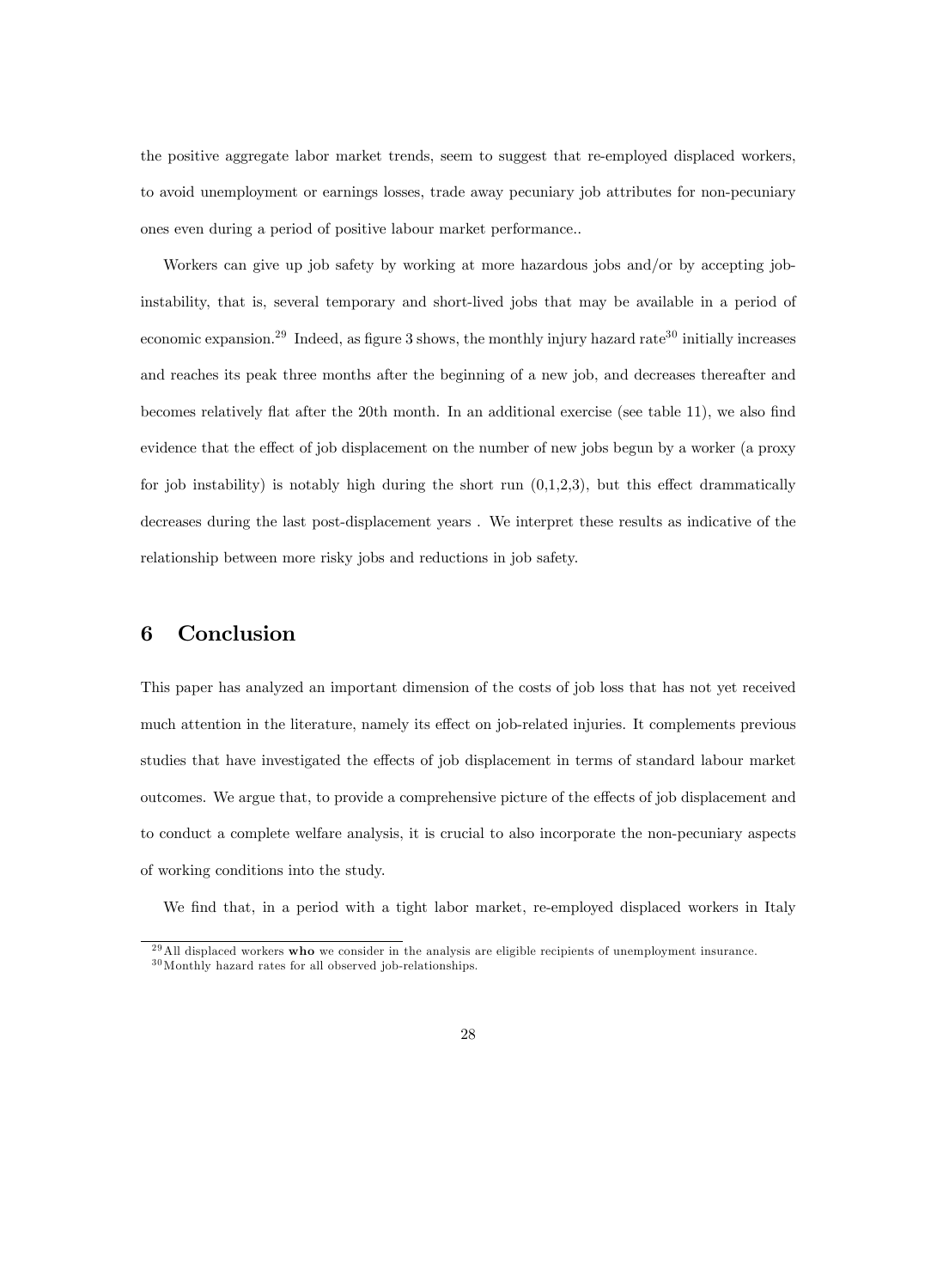the positive aggregate labor market trends, seem to suggest that re-employed displaced workers, to avoid unemployment or earnings losses, trade away pecuniary job attributes for non-pecuniary ones even during a period of positive labour market performance..

Workers can give up job safety by working at more hazardous jobs and/or by accepting job-instability, that is, several temporary and short-lived jobs that may be available in a period of economic expansion.[29] Indeed, as figure 3 shows, the monthly injury hazard rate[30] initially increases and reaches its peak three months after the beginning of a new job, and decreases thereafter and becomes relatively flat after the 20th month. In an additional exercise (see table 11), we also find evidence that the effect of job displacement on the number of new jobs begun by a worker (a proxy for job instability) is notably high during the short run (0,1,2,3), but this effect drammatically decreases during the last post-displacement years . We interpret these results as indicative of the relationship between more risky jobs and reductions in job safety.

# 6 Conclusion

This paper has analyzed an important dimension of the costs of job loss that has not yet received much attention in the literature, namely its effect on job-related injuries. It complements previous studies that have investigated the effects of job displacement in terms of standard labour market outcomes. We argue that, to provide a comprehensive picture of the effects of job displacement and to conduct a complete welfare analysis, it is crucial to also incorporate the non-pecuniary aspects of working conditions into the study.

We find that, in a period with a tight labor market, re-employed displaced workers in Italy

[29] All displaced workers **who** we consider in the analysis are eligible recipients of unemployment insurance.

[30] Monthly hazard rates for all observed job-relationships.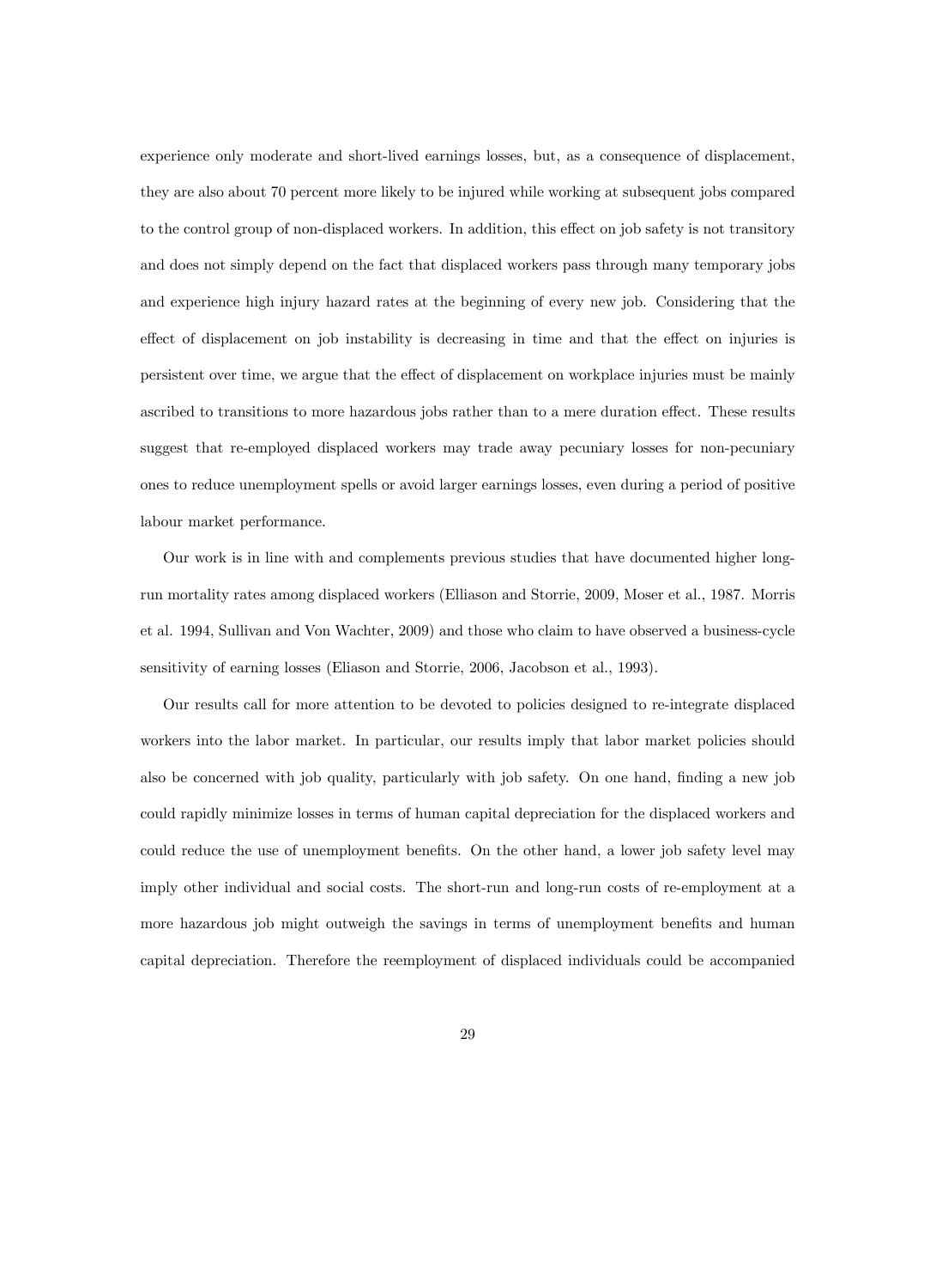experience only moderate and short-lived earnings losses, but, as a consequence of displacement, they are also about 70 percent more likely to be injured while working at subsequent jobs compared to the control group of non-displaced workers. In addition, this effect on job safety is not transitory and does not simply depend on the fact that displaced workers pass through many temporary jobs and experience high injury hazard rates at the beginning of every new job. Considering that the effect of displacement on job instability is decreasing in time and that the effect on injuries is persistent over time, we argue that the effect of displacement on workplace injuries must be mainly ascribed to transitions to more hazardous jobs rather than to a mere duration effect. These results suggest that re-employed displaced workers may trade away pecuniary losses for non-pecuniary ones to reduce unemployment spells or avoid larger earnings losses, even during a period of positive labour market performance.

Our work is in line with and complements previous studies that have documented higher long-run mortality rates among displaced workers (Elliason and Storrie, 2009, Moser et al., 1987. Morris et al. 1994, Sullivan and Von Wachter, 2009) and those who claim to have observed a business-cycle sensitivity of earning losses (Eliason and Storrie, 2006, Jacobson et al., 1993).

Our results call for more attention to be devoted to policies designed to re-integrate displaced workers into the labor market. In particular, our results imply that labor market policies should also be concerned with job quality, particularly with job safety. On one hand, finding a new job could rapidly minimize losses in terms of human capital depreciation for the displaced workers and could reduce the use of unemployment benefits. On the other hand, a lower job safety level may imply other individual and social costs. The short-run and long-run costs of re-employment at a more hazardous job might outweigh the savings in terms of unemployment benefits and human capital depreciation. Therefore the reemployment of displaced individuals could be accompanied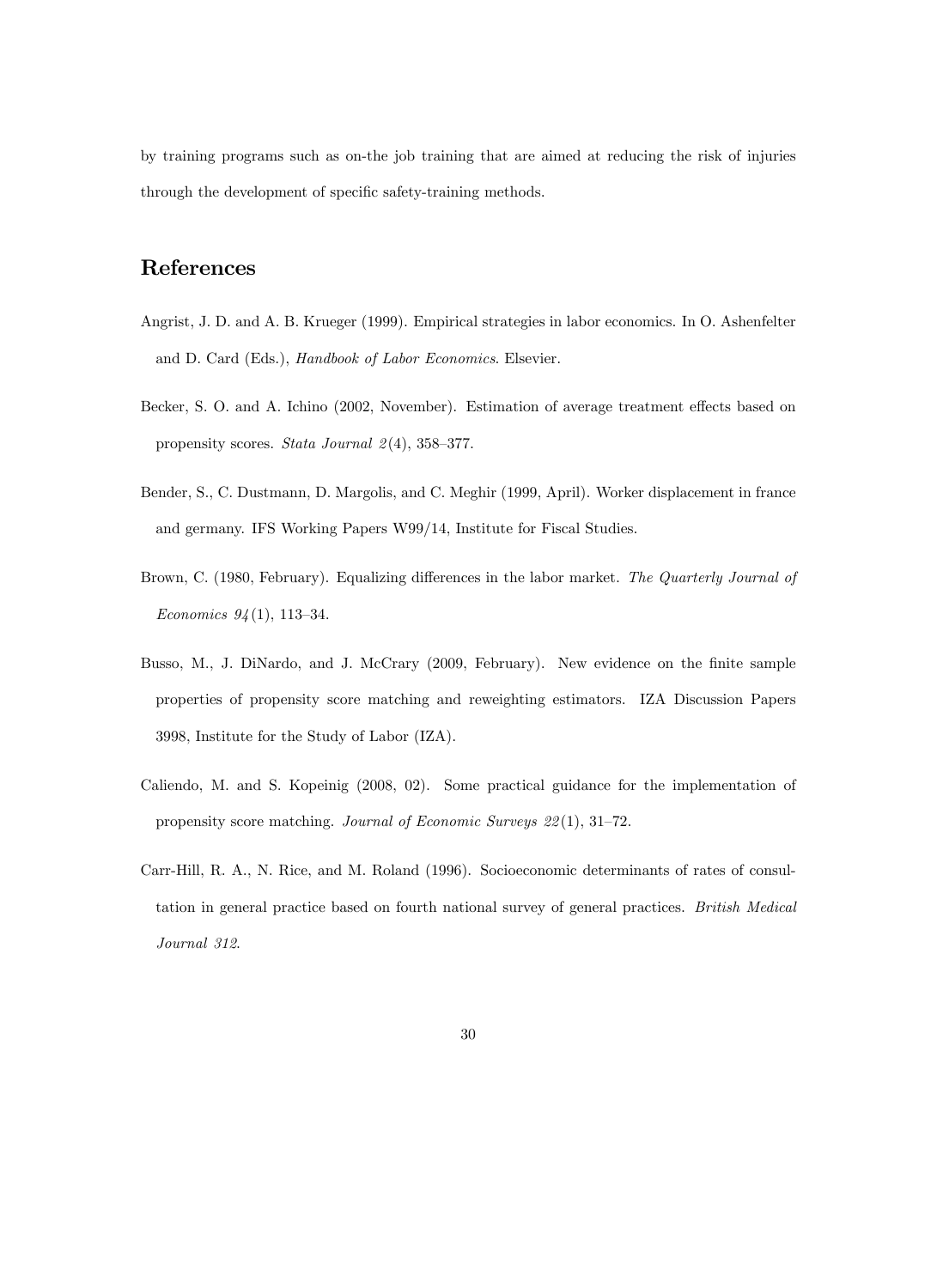by training programs such as on-the job training that are aimed at reducing the risk of injuries through the development of specific safety-training methods.

# References

Angrist, J. D. and A. B. Krueger (1999). Empirical strategies in labor economics. In O. Ashenfelter and D. Card (Eds.), *Handbook of Labor Economics*. Elsevier.

Becker, S. O. and A. Ichino (2002, November). Estimation of average treatment effects based on propensity scores. *Stata Journal 2*(4), 358–377.

Bender, S., C. Dustmann, D. Margolis, and C. Meghir (1999, April). Worker displacement in france and germany. IFS Working Papers W99/14, Institute for Fiscal Studies.

Brown, C. (1980, February). Equalizing differences in the labor market. *The Quarterly Journal of Economics 94*(1), 113–34.

Busso, M., J. DiNardo, and J. McCrary (2009, February). New evidence on the finite sample properties of propensity score matching and reweighting estimators. IZA Discussion Papers 3998, Institute for the Study of Labor (IZA).

Caliendo, M. and S. Kopeinig (2008, 02). Some practical guidance for the implementation of propensity score matching. *Journal of Economic Surveys 22*(1), 31–72.

Carr-Hill, R. A., N. Rice, and M. Roland (1996). Socioeconomic determinants of rates of consultation in general practice based on fourth national survey of general practices. *British Medical Journal 312*.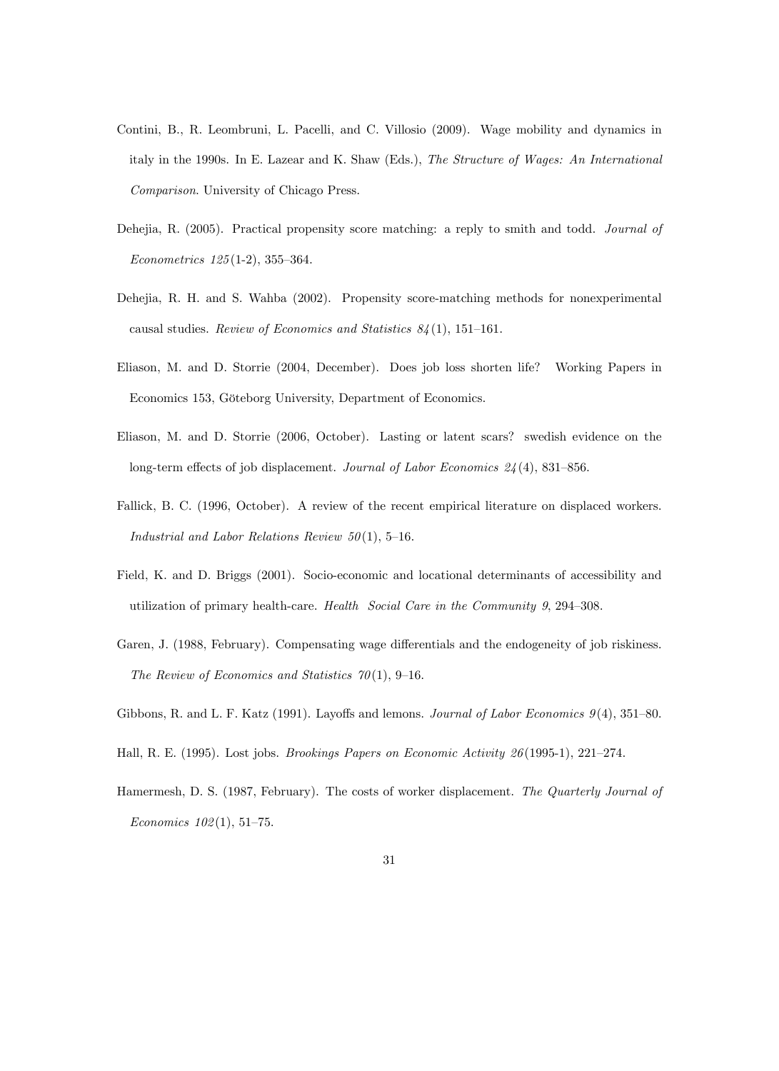Contini, B., R. Leombruni, L. Pacelli, and C. Villosio (2009). Wage mobility and dynamics in italy in the 1990s. In E. Lazear and K. Shaw (Eds.), *The Structure of Wages: An International Comparison*. University of Chicago Press.

Dehejia, R. (2005). Practical propensity score matching: a reply to smith and todd. *Journal of Econometrics 125*(1-2), 355–364.

Dehejia, R. H. and S. Wahba (2002). Propensity score-matching methods for nonexperimental causal studies. *Review of Economics and Statistics 84*(1), 151–161.

Eliason, M. and D. Storrie (2004, December). Does job loss shorten life? Working Papers in Economics 153, Göteborg University, Department of Economics.

Eliason, M. and D. Storrie (2006, October). Lasting or latent scars? swedish evidence on the long-term effects of job displacement. *Journal of Labor Economics 24*(4), 831–856.

Fallick, B. C. (1996, October). A review of the recent empirical literature on displaced workers. *Industrial and Labor Relations Review 50*(1), 5–16.

Field, K. and D. Briggs (2001). Socio-economic and locational determinants of accessibility and utilization of primary health-care. *Health Social Care in the Community 9*, 294–308.

Garen, J. (1988, February). Compensating wage differentials and the endogeneity of job riskiness. *The Review of Economics and Statistics 70*(1), 9–16.

Gibbons, R. and L. F. Katz (1991). Layoffs and lemons. *Journal of Labor Economics 9*(4), 351–80.

Hall, R. E. (1995). Lost jobs. *Brookings Papers on Economic Activity 26*(1995-1), 221–274.

Hamermesh, D. S. (1987, February). The costs of worker displacement. *The Quarterly Journal of Economics 102*(1), 51–75.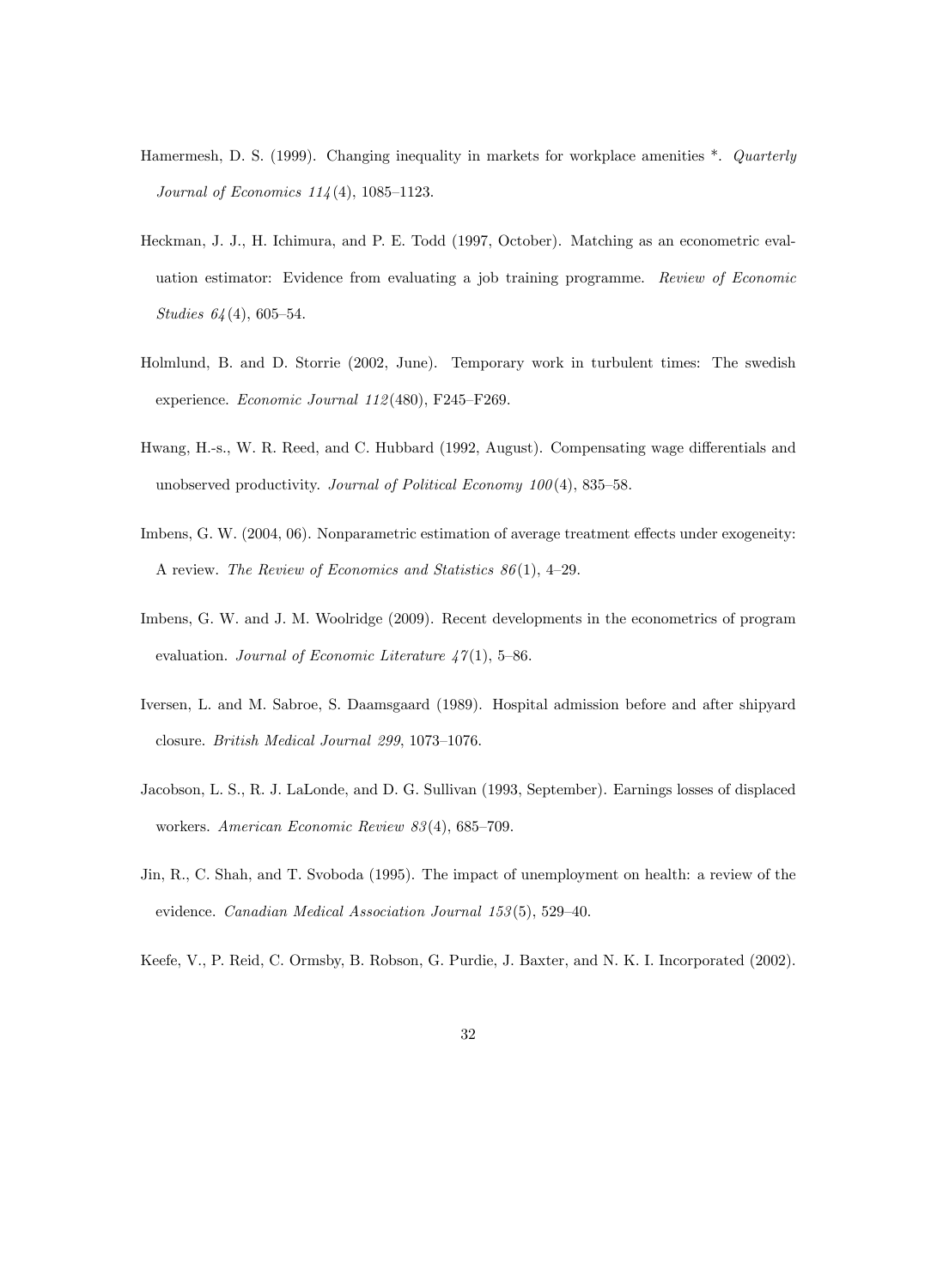Hamermesh, D. S. (1999). Changing inequality in markets for workplace amenities *. *Quarterly Journal of Economics 114*(4), 1085–1123.

Heckman, J. J., H. Ichimura, and P. E. Todd (1997, October). Matching as an econometric evaluation estimator: Evidence from evaluating a job training programme. *Review of Economic Studies 64*(4), 605–54.

Holmlund, B. and D. Storrie (2002, June). Temporary work in turbulent times: The swedish experience. *Economic Journal 112*(480), F245–F269.

Hwang, H.-s., W. R. Reed, and C. Hubbard (1992, August). Compensating wage differentials and unobserved productivity. *Journal of Political Economy 100*(4), 835–58.

Imbens, G. W. (2004, 06). Nonparametric estimation of average treatment effects under exogeneity: A review. *The Review of Economics and Statistics 86*(1), 4–29.

Imbens, G. W. and J. M. Woolridge (2009). Recent developments in the econometrics of program evaluation. *Journal of Economic Literature 47*(1), 5–86.

Iversen, L. and M. Sabroe, S. Daamsgaard (1989). Hospital admission before and after shipyard closure. *British Medical Journal 299*, 1073–1076.

Jacobson, L. S., R. J. LaLonde, and D. G. Sullivan (1993, September). Earnings losses of displaced workers. *American Economic Review 83*(4), 685–709.

Jin, R., C. Shah, and T. Svoboda (1995). The impact of unemployment on health: a review of the evidence. *Canadian Medical Association Journal 153*(5), 529–40.

Keefe, V., P. Reid, C. Ormsby, B. Robson, G. Purdie, J. Baxter, and N. K. I. Incorporated (2002).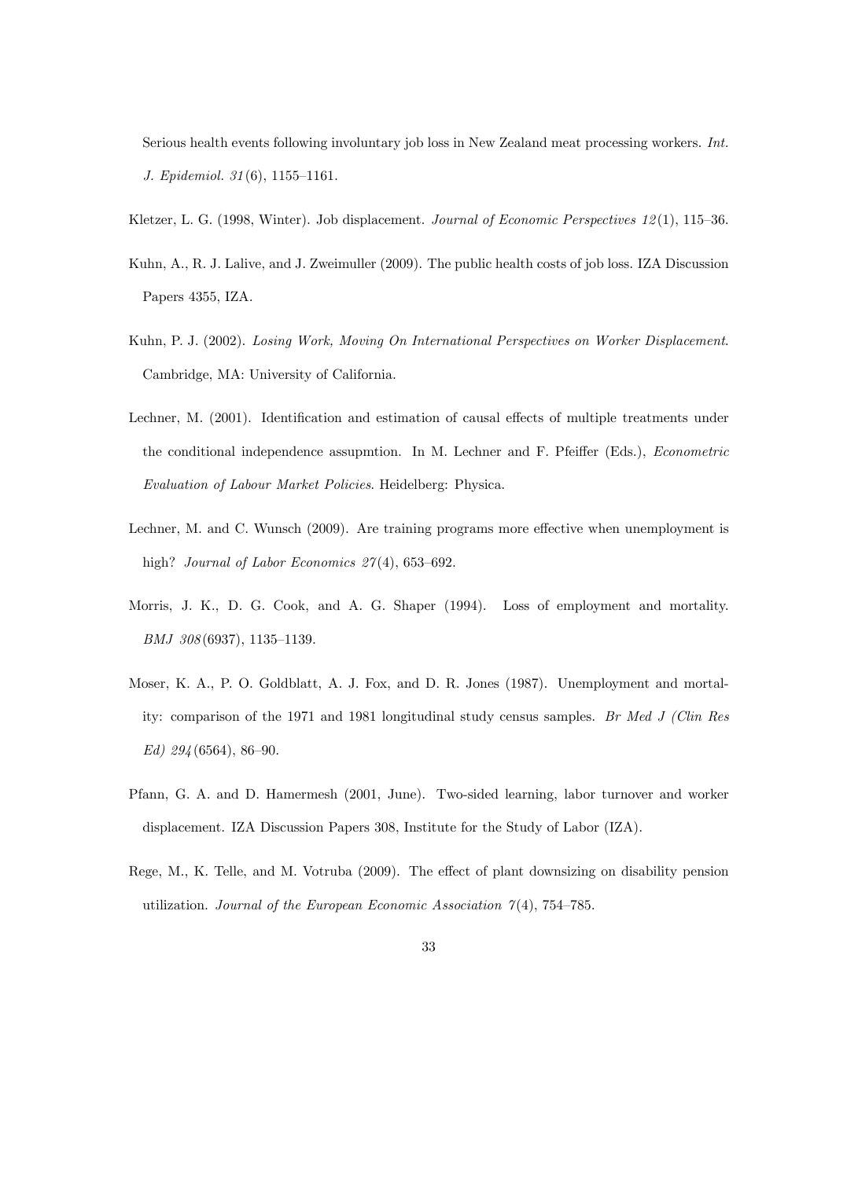Serious health events following involuntary job loss in New Zealand meat processing workers. *Int. J. Epidemiol. 31*(6), 1155–1161.

Kletzer, L. G. (1998, Winter). Job displacement. *Journal of Economic Perspectives 12*(1), 115–36.

Kuhn, A., R. J. Lalive, and J. Zweimuller (2009). The public health costs of job loss. IZA Discussion Papers 4355, IZA.

Kuhn, P. J. (2002). *Losing Work, Moving On International Perspectives on Worker Displacement*. Cambridge, MA: University of California.

Lechner, M. (2001). Identification and estimation of causal effects of multiple treatments under the conditional independence assupmtion. In M. Lechner and F. Pfeiffer (Eds.), *Econometric Evaluation of Labour Market Policies*. Heidelberg: Physica.

Lechner, M. and C. Wunsch (2009). Are training programs more effective when unemployment is high? *Journal of Labor Economics 27*(4), 653–692.

Morris, J. K., D. G. Cook, and A. G. Shaper (1994). Loss of employment and mortality. *BMJ 308*(6937), 1135–1139.

Moser, K. A., P. O. Goldblatt, A. J. Fox, and D. R. Jones (1987). Unemployment and mortality: comparison of the 1971 and 1981 longitudinal study census samples. *Br Med J (Clin Res Ed) 294*(6564), 86–90.

Pfann, G. A. and D. Hamermesh (2001, June). Two-sided learning, labor turnover and worker displacement. IZA Discussion Papers 308, Institute for the Study of Labor (IZA).

Rege, M., K. Telle, and M. Votruba (2009). The effect of plant downsizing on disability pension utilization. *Journal of the European Economic Association 7*(4), 754–785.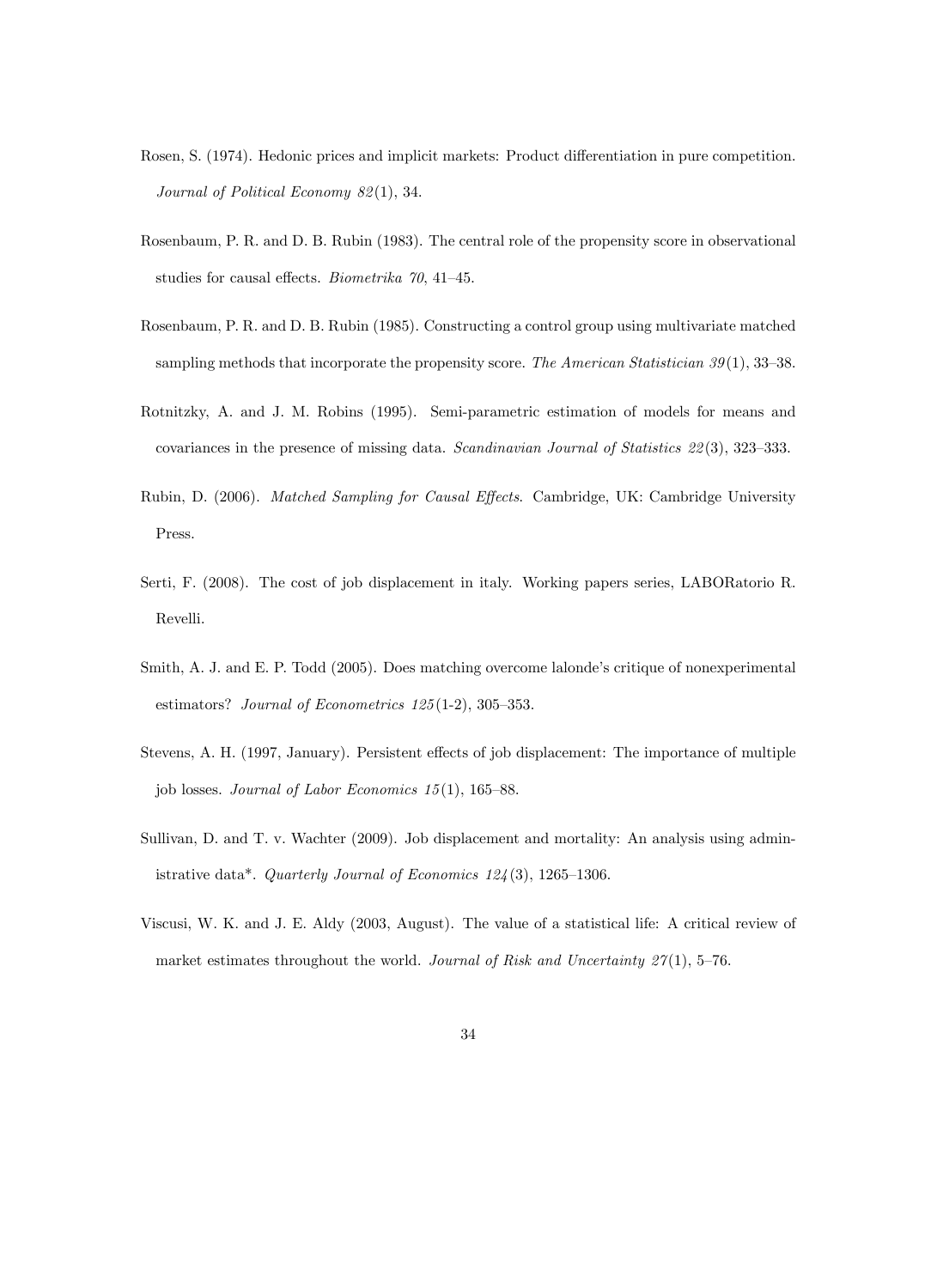Rosen, S. (1974). Hedonic prices and implicit markets: Product differentiation in pure competition. *Journal of Political Economy 82*(1), 34.

Rosenbaum, P. R. and D. B. Rubin (1983). The central role of the propensity score in observational studies for causal effects. *Biometrika 70*, 41–45.

Rosenbaum, P. R. and D. B. Rubin (1985). Constructing a control group using multivariate matched sampling methods that incorporate the propensity score. *The American Statistician 39*(1), 33–38.

Rotnitzky, A. and J. M. Robins (1995). Semi-parametric estimation of models for means and covariances in the presence of missing data. *Scandinavian Journal of Statistics 22*(3), 323–333.

Rubin, D. (2006). *Matched Sampling for Causal Effects*. Cambridge, UK: Cambridge University Press.

Serti, F. (2008). The cost of job displacement in italy. Working papers series, LABORatorio R. Revelli.

Smith, A. J. and E. P. Todd (2005). Does matching overcome lalonde's critique of nonexperimental estimators? *Journal of Econometrics 125*(1-2), 305–353.

Stevens, A. H. (1997, January). Persistent effects of job displacement: The importance of multiple job losses. *Journal of Labor Economics 15*(1), 165–88.

Sullivan, D. and T. v. Wachter (2009). Job displacement and mortality: An analysis using administrative data*. *Quarterly Journal of Economics 124*(3), 1265–1306.

Viscusi, W. K. and J. E. Aldy (2003, August). The value of a statistical life: A critical review of market estimates throughout the world. *Journal of Risk and Uncertainty 27*(1), 5–76.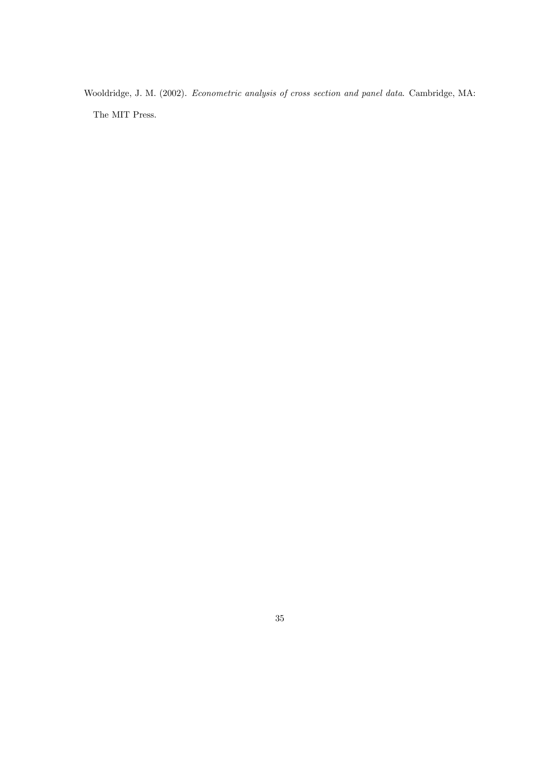Wooldridge, J. M. (2002). *Econometric analysis of cross section and panel data*. Cambridge, MA: The MIT Press.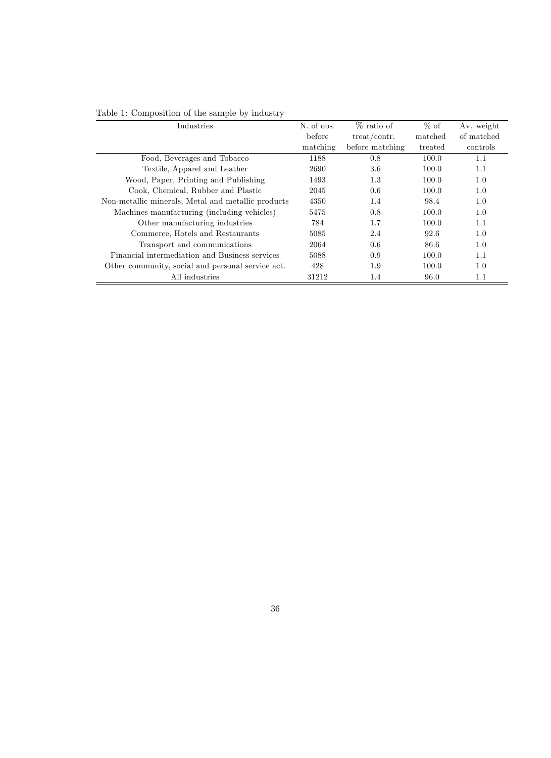Table 1: Composition of the sample by industry

| Industries | N. of obs. before matching | % ratio of treat/contr. before matching | % of matched treated | Av. weight of matched controls |
|---|---|---|---|---|
| Food, Beverages and Tobacco | 1188 | 0.8 | 100.0 | 1.1 |
| Textile, Apparel and Leather | 2690 | 3.6 | 100.0 | 1.1 |
| Wood, Paper, Printing and Publishing | 1493 | 1.3 | 100.0 | 1.0 |
| Cook, Chemical, Rubber and Plastic | 2045 | 0.6 | 100.0 | 1.0 |
| Non-metallic minerals, Metal and metallic products | 4350 | 1.4 | 98.4 | 1.0 |
| Machines manufacturing (including vehicles) | 5475 | 0.8 | 100.0 | 1.0 |
| Other manufacturing industries | 784 | 1.7 | 100.0 | 1.1 |
| Commerce, Hotels and Restaurants | 5085 | 2.4 | 92.6 | 1.0 |
| Transport and communications | 2064 | 0.6 | 86.6 | 1.0 |
| Financial intermediation and Business services | 5088 | 0.9 | 100.0 | 1.1 |
| Other community, social and personal service act. | 428 | 1.9 | 100.0 | 1.0 |
| All industries | 31212 | 1.4 | 96.0 | 1.1 |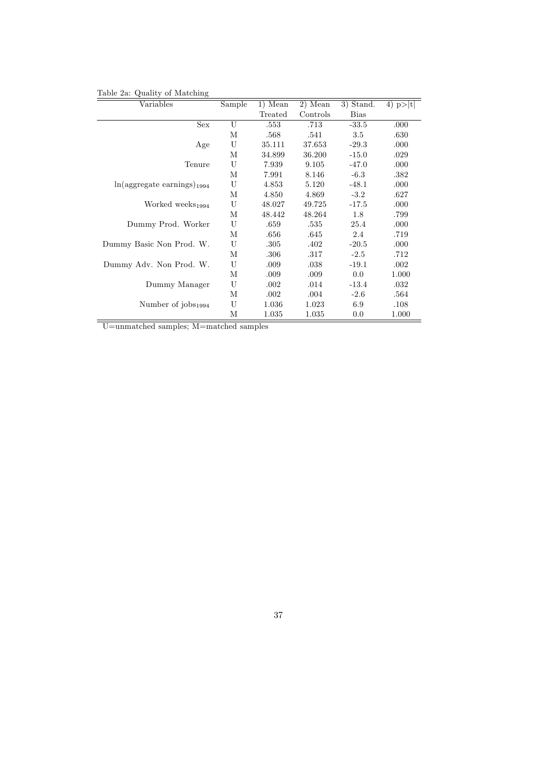Table 2a: Quality of Matching

| Variables | Sample | 1) Mean Treated | 2) Mean Controls | 3) Stand. Bias | 4) p>\|t\| |
|---|---|---|---|---|---|
| Sex | U | .553 | .713 | -33.5 | .000 |
| | M | .568 | .541 | 3.5 | .630 |
| Age | U | 35.111 | 37.653 | -29.3 | .000 |
| | M | 34.899 | 36.200 | -15.0 | .029 |
| Tenure | U | 7.939 | 9.105 | -47.0 | .000 |
| | M | 7.991 | 8.146 | -6.3 | .382 |
| ln(aggregate earnings)$_{1994}$ | U | 4.853 | 5.120 | -48.1 | .000 |
| | M | 4.850 | 4.869 | -3.2 | .627 |
| Worked weeks$_{1994}$ | U | 48.027 | 49.725 | -17.5 | .000 |
| | M | 48.442 | 48.264 | 1.8 | .799 |
| Dummy Prod. Worker | U | .659 | .535 | 25.4 | .000 |
| | M | .656 | .645 | 2.4 | .719 |
| Dummy Basic Non Prod. W. | U | .305 | .402 | -20.5 | .000 |
| | M | .306 | .317 | -2.5 | .712 |
| Dummy Adv. Non Prod. W. | U | .009 | .038 | -19.1 | .002 |
| | M | .009 | .009 | 0.0 | 1.000 |
| Dummy Manager | U | .002 | .014 | -13.4 | .032 |
| | M | .002 | .004 | -2.6 | .564 |
| Number of jobs$_{1994}$ | U | 1.036 | 1.023 | 6.9 | .108 |
| | M | 1.035 | 1.035 | 0.0 | 1.000 |

U=unmatched samples; M=matched samples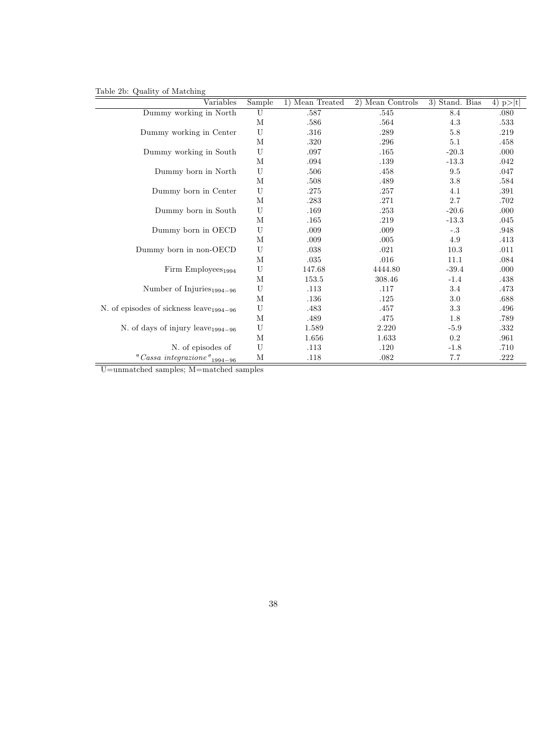Table 2b: Quality of Matching

| Variables | Sample | 1) Mean Treated | 2) Mean Controls | 3) Stand. Bias | 4) p>\|t\| |
|---|---|---|---|---|---|
| Dummy working in North | U | .587 | .545 | 8.4 | .080 |
| | M | .586 | .564 | 4.3 | .533 |
| Dummy working in Center | U | .316 | .289 | 5.8 | .219 |
| | M | .320 | .296 | 5.1 | .458 |
| Dummy working in South | U | .097 | .165 | -20.3 | .000 |
| | M | .094 | .139 | -13.3 | .042 |
| Dummy born in North | U | .506 | .458 | 9.5 | .047 |
| | M | .508 | .489 | 3.8 | .584 |
| Dummy born in Center | U | .275 | .257 | 4.1 | .391 |
| | M | .283 | .271 | 2.7 | .702 |
| Dummy born in South | U | .169 | .253 | -20.6 | .000 |
| | M | .165 | .219 | -13.3 | .045 |
| Dummy born in OECD | U | .009 | .009 | -.3 | .948 |
| | M | .009 | .005 | 4.9 | .413 |
| Dummy born in non-OECD | U | .038 | .021 | 10.3 | .011 |
| | M | .035 | .016 | 11.1 | .084 |
| Firm Employees$_{1994}$ | U | 147.68 | 4444.80 | -39.4 | .000 |
| | M | 153.5 | 308.46 | -1.4 | .438 |
| Number of Injuries$_{1994-96}$ | U | .113 | .117 | 3.4 | .473 |
| | M | .136 | .125 | 3.0 | .688 |
| N. of episodes of sickness leave$_{1994-96}$ | U | .483 | .457 | 3.3 | .496 |
| | M | .489 | .475 | 1.8 | .789 |
| N. of days of injury leave$_{1994-96}$ | U | 1.589 | 2.220 | -5.9 | .332 |
| | M | 1.656 | 1.633 | 0.2 | .961 |
| N. of episodes of "*Cassa integrazione*"$_{1994-96}$ | U | .113 | .120 | -1.8 | .710 |
| | M | .118 | .082 | 7.7 | .222 |

U=unmatched samples; M=matched samples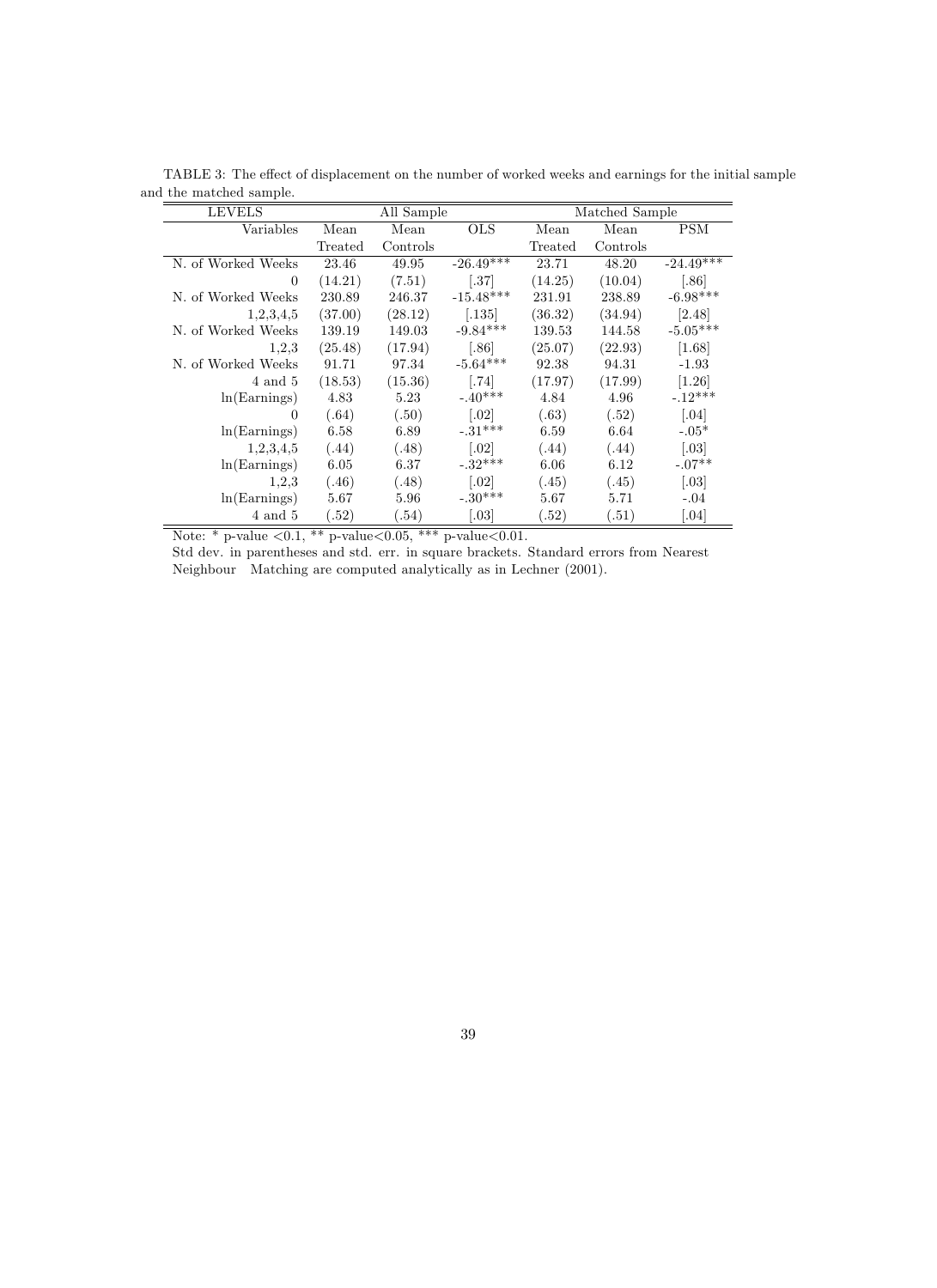TABLE 3: The effect of displacement on the number of worked weeks and earnings for the initial sample and the matched sample.

| LEVELS | All Sample | | | Matched Sample | | |
|---|---|---|---|---|---|---|
| Variables | Mean Treated | Mean Controls | OLS | Mean Treated | Mean Controls | PSM |
| N. of Worked Weeks 0 | 23.46 (14.21) | 49.95 (7.51) | -26.49*** [.37] | 23.71 (14.25) | 48.20 (10.04) | -24.49*** [.86] |
| N. of Worked Weeks 1,2,3,4,5 | 230.89 (37.00) | 246.37 (28.12) | -15.48*** [.135] | 231.91 (36.32) | 238.89 (34.94) | -6.98*** [2.48] |
| N. of Worked Weeks 1,2,3 | 139.19 (25.48) | 149.03 (17.94) | -9.84*** [.86] | 139.53 (25.07) | 144.58 (22.93) | -5.05*** [1.68] |
| N. of Worked Weeks 4 and 5 | 91.71 (18.53) | 97.34 (15.36) | -5.64*** [.74] | 92.38 (17.97) | 94.31 (17.99) | -1.93 [1.26] |
| ln(Earnings) 0 | 4.83 (.64) | 5.23 (.50) | -.40*** [.02] | 4.84 (.63) | 4.96 (.52) | -.12*** [.04] |
| ln(Earnings) 1,2,3,4,5 | 6.58 (.44) | 6.89 (.48) | -.31*** [.02] | 6.59 (.44) | 6.64 (.44) | -.05* [.03] |
| ln(Earnings) 1,2,3 | 6.05 (.46) | 6.37 (.48) | -.32*** [.02] | 6.06 (.45) | 6.12 (.45) | -.07** [.03] |
| ln(Earnings) 4 and 5 | 5.67 (.52) | 5.96 (.54) | -.30*** [.03] | 5.67 (.52) | 5.71 (.51) | -.04 [.04] |

Note: * p-value <0.1, ** p-value<0.05, *** p-value<0.01.
Std dev. in parentheses and std. err. in square brackets. Standard errors from Nearest Neighbour Matching are computed analytically as in Lechner (2001).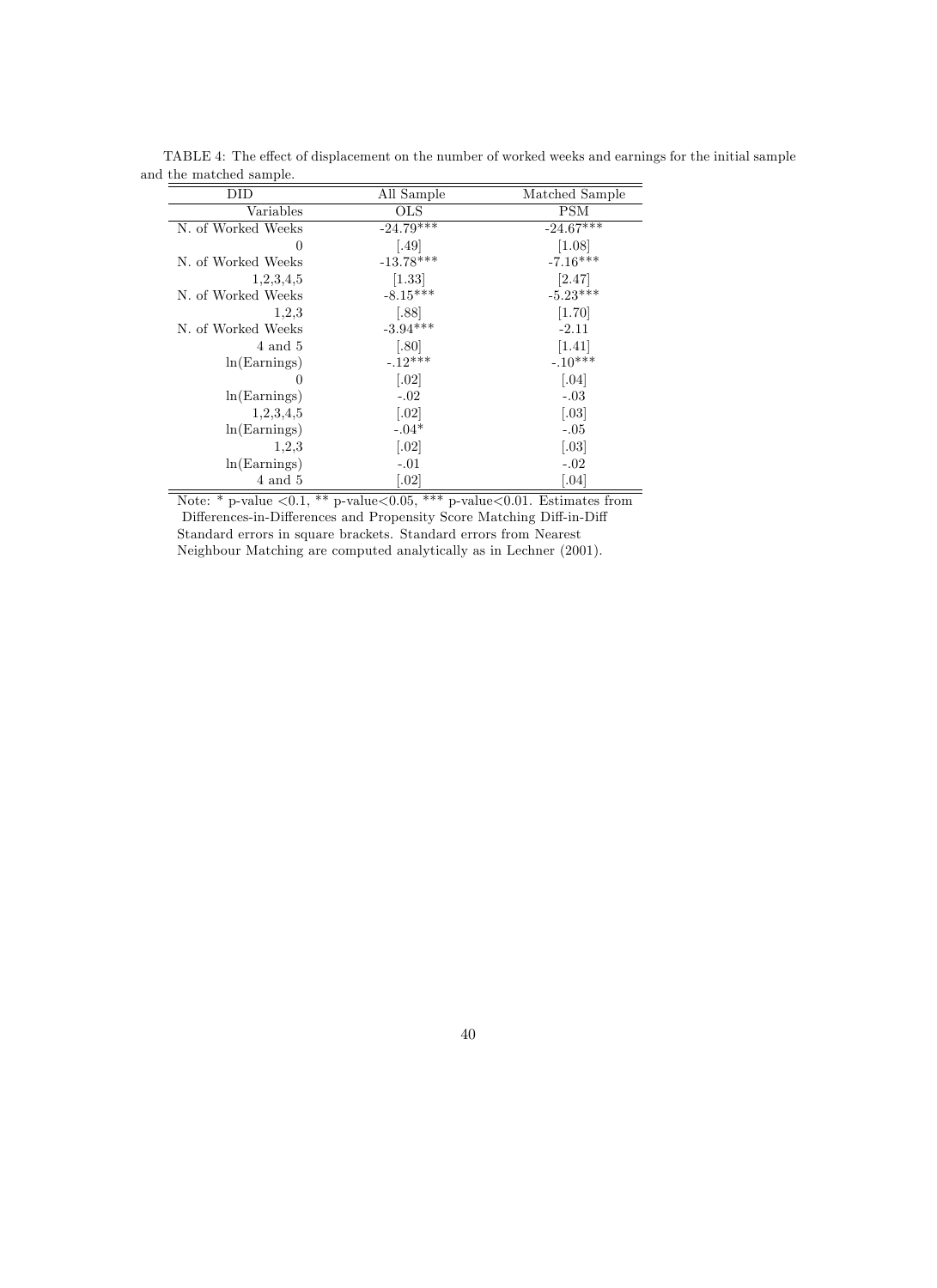TABLE 4: The effect of displacement on the number of worked weeks and earnings for the initial sample and the matched sample.

| DID | All Sample | Matched Sample |
|---|---|---|
| Variables | OLS | PSM |
| N. of Worked Weeks | -24.79*** | -24.67*** |
| 0 | [.49] | [1.08] |
| N. of Worked Weeks | -13.78*** | -7.16*** |
| 1,2,3,4,5 | [1.33] | [2.47] |
| N. of Worked Weeks | -8.15*** | -5.23*** |
| 1,2,3 | [.88] | [1.70] |
| N. of Worked Weeks | -3.94*** | -2.11 |
| 4 and 5 | [.80] | [1.41] |
| ln(Earnings) | -.12*** | -.10*** |
| 0 | [.02] | [.04] |
| ln(Earnings) | -.02 | -.03 |
| 1,2,3,4,5 | [.02] | [.03] |
| ln(Earnings) | -.04* | -.05 |
| 1,2,3 | [.02] | [.03] |
| ln(Earnings) | -.01 | -.02 |
| 4 and 5 | [.02] | [.04] |

Note: * p-value <0.1, ** p-value<0.05, *** p-value<0.01. Estimates from Differences-in-Differences and Propensity Score Matching Diff-in-Diff Standard errors in square brackets. Standard errors from Nearest Neighbour Matching are computed analytically as in Lechner (2001).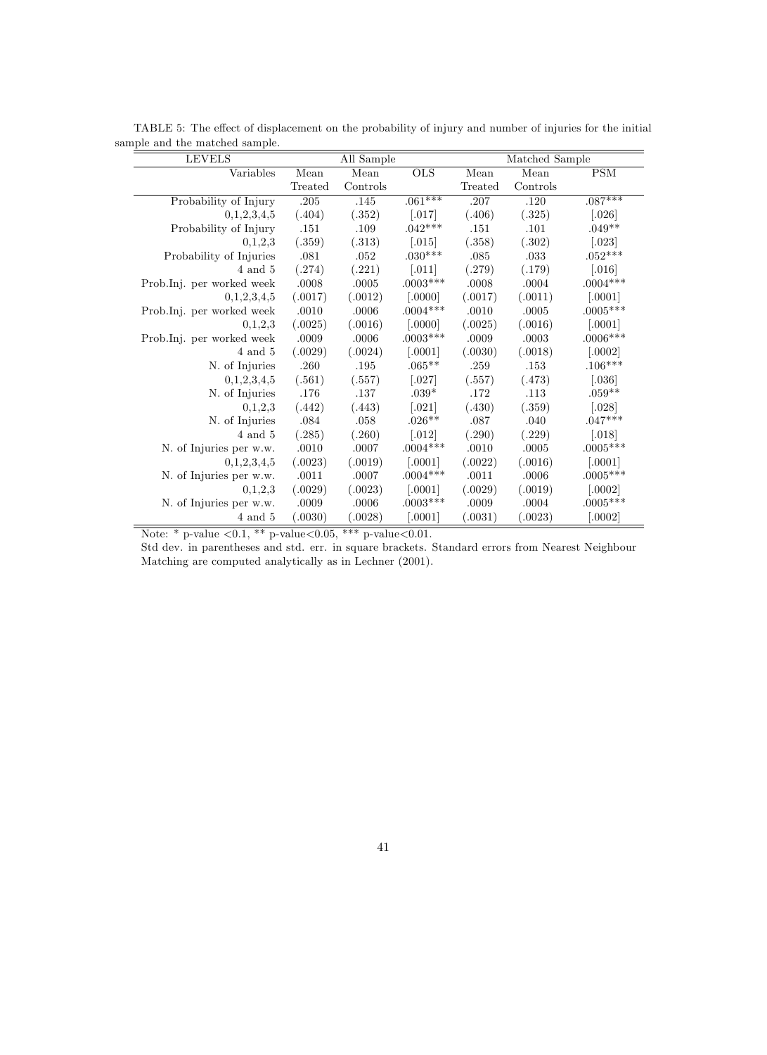TABLE 5: The effect of displacement on the probability of injury and number of injuries for the initial sample and the matched sample.

| LEVELS | All Sample | | | Matched Sample | | |
|---|---|---|---|---|---|---|
| Variables | Mean Treated | Mean Controls | OLS | Mean Treated | Mean Controls | PSM |
| Probability of Injury | .205 | .145 | .061*** | .207 | .120 | .087*** |
| 0,1,2,3,4,5 | (.404) | (.352) | [.017] | (.406) | (.325) | [.026] |
| Probability of Injury | .151 | .109 | .042*** | .151 | .101 | .049** |
| 0,1,2,3 | (.359) | (.313) | [.015] | (.358) | (.302) | [.023] |
| Probability of Injuries | .081 | .052 | .030*** | .085 | .033 | .052*** |
| 4 and 5 | (.274) | (.221) | [.011] | (.279) | (.179) | [.016] |
| Prob.Inj. per worked week | .0008 | .0005 | .0003*** | .0008 | .0004 | .0004*** |
| 0,1,2,3,4,5 | (.0017) | (.0012) | [.0000] | (.0017) | (.0011) | [.0001] |
| Prob.Inj. per worked week | .0010 | .0006 | .0004*** | .0010 | .0005 | .0005*** |
| 0,1,2,3 | (.0025) | (.0016) | [.0000] | (.0025) | (.0016) | [.0001] |
| Prob.Inj. per worked week | .0009 | .0006 | .0003*** | .0009 | .0003 | .0006*** |
| 4 and 5 | (.0029) | (.0024) | [.0001] | (.0030) | (.0018) | [.0002] |
| N. of Injuries | .260 | .195 | .065** | .259 | .153 | .106*** |
| 0,1,2,3,4,5 | (.561) | (.557) | [.027] | (.557) | (.473) | [.036] |
| N. of Injuries | .176 | .137 | .039* | .172 | .113 | .059** |
| 0,1,2,3 | (.442) | (.443) | [.021] | (.430) | (.359) | [.028] |
| N. of Injuries | .084 | .058 | .026** | .087 | .040 | .047*** |
| 4 and 5 | (.285) | (.260) | [.012] | (.290) | (.229) | [.018] |
| N. of Injuries per w.w. | .0010 | .0007 | .0004*** | .0010 | .0005 | .0005*** |
| 0,1,2,3,4,5 | (.0023) | (.0019) | [.0001] | (.0022) | (.0016) | [.0001] |
| N. of Injuries per w.w. | .0011 | .0007 | .0004*** | .0011 | .0006 | .0005*** |
| 0,1,2,3 | (.0029) | (.0023) | [.0001] | (.0029) | (.0019) | [.0002] |
| N. of Injuries per w.w. | .0009 | .0006 | .0003*** | .0009 | .0004 | .0005*** |
| 4 and 5 | (.0030) | (.0028) | [.0001] | (.0031) | (.0023) | [.0002] |

Note: * p-value <0.1, ** p-value<0.05, *** p-value<0.01.

Std dev. in parentheses and std. err. in square brackets. Standard errors from Nearest Neighbour Matching are computed analytically as in Lechner (2001).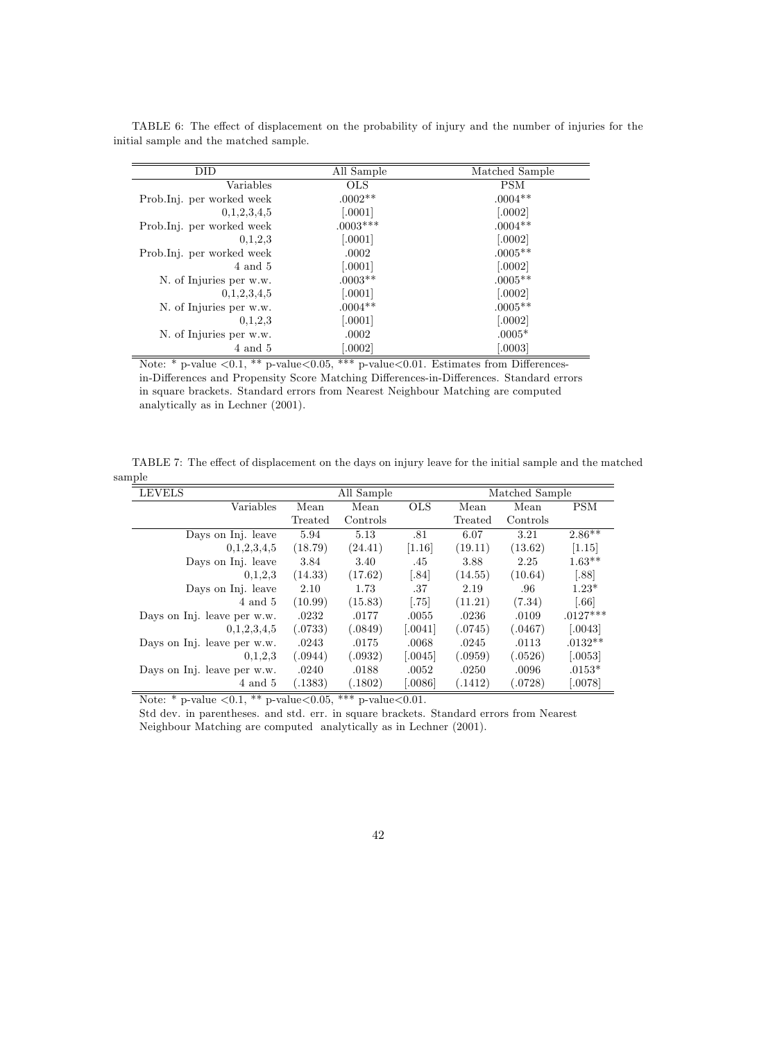TABLE 6: The effect of displacement on the probability of injury and the number of injuries for the initial sample and the matched sample.

| DID | All Sample | Matched Sample |
|---|---|---|
| Variables | OLS | PSM |
| Prob.Inj. per worked week | .0002** | .0004** |
| 0,1,2,3,4,5 | [.0001] | [.0002] |
| Prob.Inj. per worked week | .0003*** | .0004** |
| 0,1,2,3 | [.0001] | [.0002] |
| Prob.Inj. per worked week | .0002 | .0005** |
| 4 and 5 | [.0001] | [.0002] |
| N. of Injuries per w.w. | .0003** | .0005** |
| 0,1,2,3,4,5 | [.0001] | [.0002] |
| N. of Injuries per w.w. | .0004** | .0005** |
| 0,1,2,3 | [.0001] | [.0002] |
| N. of Injuries per w.w. | .0002 | .0005* |
| 4 and 5 | [.0002] | [.0003] |

Note: * p-value <0.1, ** p-value<0.05, *** p-value<0.01. Estimates from Differences-in-Differences and Propensity Score Matching Differences-in-Differences. Standard errors in square brackets. Standard errors from Nearest Neighbour Matching are computed analytically as in Lechner (2001).

TABLE 7: The effect of displacement on the days on injury leave for the initial sample and the matched sample

| LEVELS | All Sample | | | Matched Sample | | |
|---|---|---|---|---|---|---|
| Variables | Mean Treated | Mean Controls | OLS | Mean Treated | Mean Controls | PSM |
| Days on Inj. leave | 5.94 | 5.13 | .81 | 6.07 | 3.21 | 2.86** |
| 0,1,2,3,4,5 | (18.79) | (24.41) | [1.16] | (19.11) | (13.62) | [1.15] |
| Days on Inj. leave | 3.84 | 3.40 | .45 | 3.88 | 2.25 | 1.63** |
| 0,1,2,3 | (14.33) | (17.62) | [.84] | (14.55) | (10.64) | [.88] |
| Days on Inj. leave | 2.10 | 1.73 | .37 | 2.19 | .96 | 1.23* |
| 4 and 5 | (10.99) | (15.83) | [.75] | (11.21) | (7.34) | [.66] |
| Days on Inj. leave per w.w. | .0232 | .0177 | .0055 | .0236 | .0109 | .0127*** |
| 0,1,2,3,4,5 | (.0733) | (.0849) | [.0041] | (.0745) | (.0467) | [.0043] |
| Days on Inj. leave per w.w. | .0243 | .0175 | .0068 | .0245 | .0113 | .0132** |
| 0,1,2,3 | (.0944) | (.0932) | [.0045] | (.0959) | (.0526) | [.0053] |
| Days on Inj. leave per w.w. | .0240 | .0188 | .0052 | .0250 | .0096 | .0153* |
| 4 and 5 | (.1383) | (.1802) | [.0086] | (.1412) | (.0728) | [.0078] |

Note: * p-value <0.1, ** p-value<0.05, *** p-value<0.01.

Std dev. in parentheses. and std. err. in square brackets. Standard errors from Nearest Neighbour Matching are computed analytically as in Lechner (2001).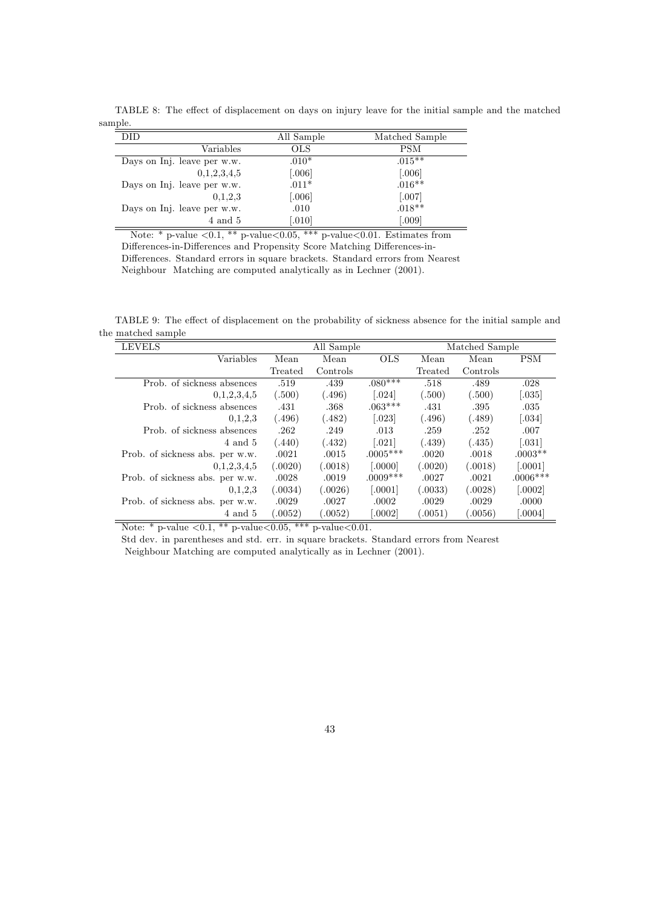TABLE 8: The effect of displacement on days on injury leave for the initial sample and the matched sample.

| DID | All Sample | Matched Sample |
|---|---|---|
| Variables | OLS | PSM |
| Days on Inj. leave per w.w. | .010* | .015** |
| 0,1,2,3,4,5 | [.006] | [.006] |
| Days on Inj. leave per w.w. | .011* | .016** |
| 0,1,2,3 | [.006] | [.007] |
| Days on Inj. leave per w.w. | .010 | .018** |
| 4 and 5 | [.010] | [.009] |

Note: * p-value <0.1, ** p-value<0.05, *** p-value<0.01. Estimates from Differences-in-Differences and Propensity Score Matching Differences-in-Differences. Standard errors in square brackets. Standard errors from Nearest Neighbour Matching are computed analytically as in Lechner (2001).

TABLE 9: The effect of displacement on the probability of sickness absence for the initial sample and the matched sample

| LEVELS | All Sample | | | Matched Sample | | |
|---|---|---|---|---|---|---|
| Variables | Mean Treated | Mean Controls | OLS | Mean Treated | Mean Controls | PSM |
| Prob. of sickness absences | .519 | .439 | .080*** | .518 | .489 | .028 |
| 0,1,2,3,4,5 | (.500) | (.496) | [.024] | (.500) | (.500) | [.035] |
| Prob. of sickness absences | .431 | .368 | .063*** | .431 | .395 | .035 |
| 0,1,2,3 | (.496) | (.482) | [.023] | (.496) | (.489) | [.034] |
| Prob. of sickness absences | .262 | .249 | .013 | .259 | .252 | .007 |
| 4 and 5 | (.440) | (.432) | [.021] | (.439) | (.435) | [.031] |
| Prob. of sickness abs. per w.w. | .0021 | .0015 | .0005*** | .0020 | .0018 | .0003** |
| 0,1,2,3,4,5 | (.0020) | (.0018) | [.0000] | (.0020) | (.0018) | [.0001] |
| Prob. of sickness abs. per w.w. | .0028 | .0019 | .0009*** | .0027 | .0021 | .0006*** |
| 0,1,2,3 | (.0034) | (.0026) | [.0001] | (.0033) | (.0028) | [.0002] |
| Prob. of sickness abs. per w.w. | .0029 | .0027 | .0002 | .0029 | .0029 | .0000 |
| 4 and 5 | (.0052) | (.0052) | [.0002] | (.0051) | (.0056) | [.0004] |

Note: * p-value <0.1, ** p-value<0.05, *** p-value<0.01.

Std dev. in parentheses and std. err. in square brackets. Standard errors from Nearest Neighbour Matching are computed analytically as in Lechner (2001).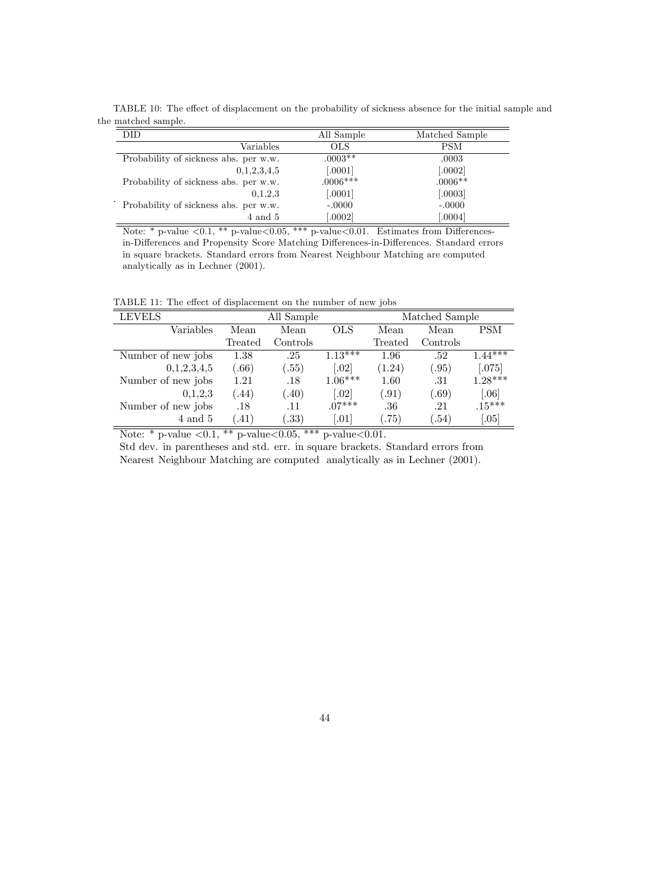TABLE 10: The effect of displacement on the probability of sickness absence for the initial sample and the matched sample.

| DID | All Sample | Matched Sample |
|---|---|---|
| Variables | OLS | PSM |
| Probability of sickness abs. per w.w. | .0003** | .0003 |
| 0,1,2,3,4,5 | [.0001] | [.0002] |
| Probability of sickness abs. per w.w. | .0006*** | .0006** |
| 0,1,2,3 | [.0001] | [.0003] |
| Probability of sickness abs. per w.w. | -.0000 | -.0000 |
| 4 and 5 | [.0002] | [.0004] |

Note: * p-value <0.1, ** p-value<0.05, *** p-value<0.01. Estimates from Differences-in-Differences and Propensity Score Matching Differences-in-Differences. Standard errors in square brackets. Standard errors from Nearest Neighbour Matching are computed analytically as in Lechner (2001).

TABLE 11: The effect of displacement on the number of new jobs

| LEVELS | All Sample | | | Matched Sample | | |
|---|---|---|---|---|---|---|
| Variables | Mean Treated | Mean Controls | OLS | Mean Treated | Mean Controls | PSM |
| Number of new jobs | 1.38 | .25 | 1.13*** | 1.96 | .52 | 1.44*** |
| 0,1,2,3,4,5 | (.66) | (.55) | [.02] | (1.24) | (.95) | [.075] |
| Number of new jobs | 1.21 | .18 | 1.06*** | 1.60 | .31 | 1.28*** |
| 0,1,2,3 | (.44) | (.40) | [.02] | (.91) | (.69) | [.06] |
| Number of new jobs | .18 | .11 | .07*** | .36 | .21 | .15*** |
| 4 and 5 | (.41) | (.33) | [.01] | (.75) | (.54) | [.05] |

Note: * p-value <0.1, ** p-value<0.05, *** p-value<0.01.
Std dev. in parentheses and std. err. in square brackets. Standard errors from Nearest Neighbour Matching are computed analytically as in Lechner (2001).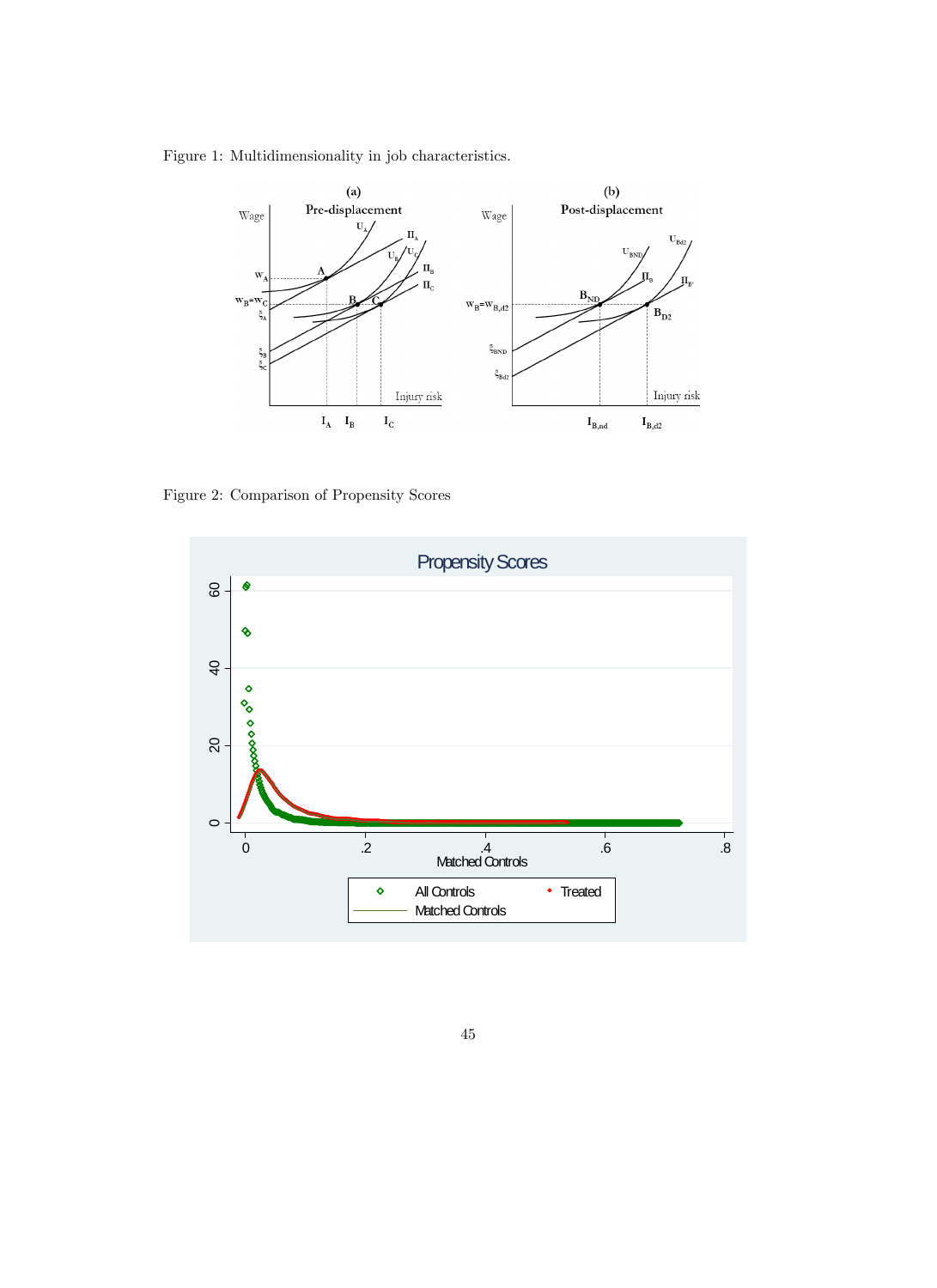Figure 1: Multidimensionality in job characteristics.

Figure 2: Comparison of Propensity Scores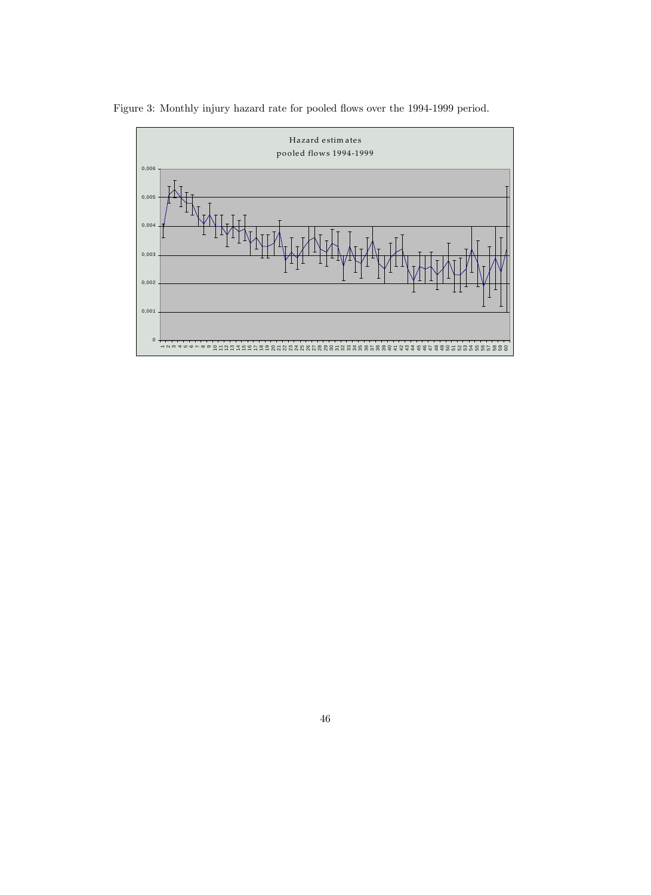Figure 3: Monthly injury hazard rate for pooled flows over the 1994-1999 period.

Hazard estimates
pooled flows 1994-1999

0,006
0,005
0,004
0,003
0,002
0,001
0

1 2 3 4 5 6 7 8 9 10 11 12 13 14 15 16 17 18 19 20 21 22 23 24 25 26 27 28 29 30 31 32 33 34 35 36 37 38 39 40 41 42 43 44 45 46 47 48 49 50 51 52 53 54 55 56 57 58 59 60